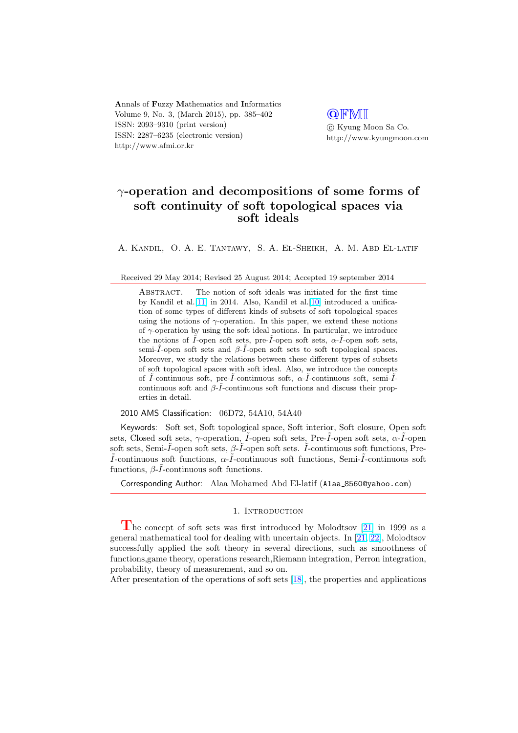# $\gamma$-operation and decompositions of some forms of soft continuity of soft topological spaces via soft ideals

A. Kandil, O. A. E. Tantawy, S. A. El-Sheikh, A. M. Abd El-latif

Received 29 May 2014; Revised 25 August 2014; Accepted 19 september 2014

Abstract. The notion of soft ideals was initiated for the first time by Kandil et al.[11] in 2014. Also, Kandil et al.[10] introduced a unification of some types of different kinds of subsets of soft topological spaces using the notions of $\gamma$-operation. In this paper, we extend these notions of $\gamma$-operation by using the soft ideal notions. In particular, we introduce the notions of $\tilde{I}$-open soft sets, pre-$\tilde{I}$-open soft sets, $\alpha$-$\tilde{I}$-open soft sets, semi-$\tilde{I}$-open soft sets and $\beta$-$\tilde{I}$-open soft sets to soft topological spaces. Moreover, we study the relations between these different types of subsets of soft topological spaces with soft ideal. Also, we introduce the concepts of $\tilde{I}$-continuous soft, pre-$\tilde{I}$-continuous soft, $\alpha$-$\tilde{I}$-continuous soft, semi-$\tilde{I}$-continuous soft and $\beta$-$\tilde{I}$-continuous soft functions and discuss their properties in detail.

2010 AMS Classification: 06D72, 54A10, 54A40

Keywords: Soft set, Soft topological space, Soft interior, Soft closure, Open soft sets, Closed soft sets, $\gamma$-operation, $\tilde{I}$-open soft sets, Pre-$\tilde{I}$-open soft sets, $\alpha$-$\tilde{I}$-open soft sets, Semi-$\tilde{I}$-open soft sets, $\beta$-$\tilde{I}$-open soft sets. $\tilde{I}$-continuous soft functions, Pre-$\tilde{I}$-continuous soft functions, $\alpha$-$\tilde{I}$-continuous soft functions, Semi-$\tilde{I}$-continuous soft functions, $\beta$-$\tilde{I}$-continuous soft functions.

Corresponding Author: Alaa Mohamed Abd El-latif (Alaa_8560@yahoo.com)

## 1. Introduction

The concept of soft sets was first introduced by Molodtsov [21] in 1999 as a general mathematical tool for dealing with uncertain objects. In [21, 22], Molodtsov successfully applied the soft theory in several directions, such as smoothness of functions,game theory, operations research,Riemann integration, Perron integration, probability, theory of measurement, and so on.
After presentation of the operations of soft sets [18], the properties and applications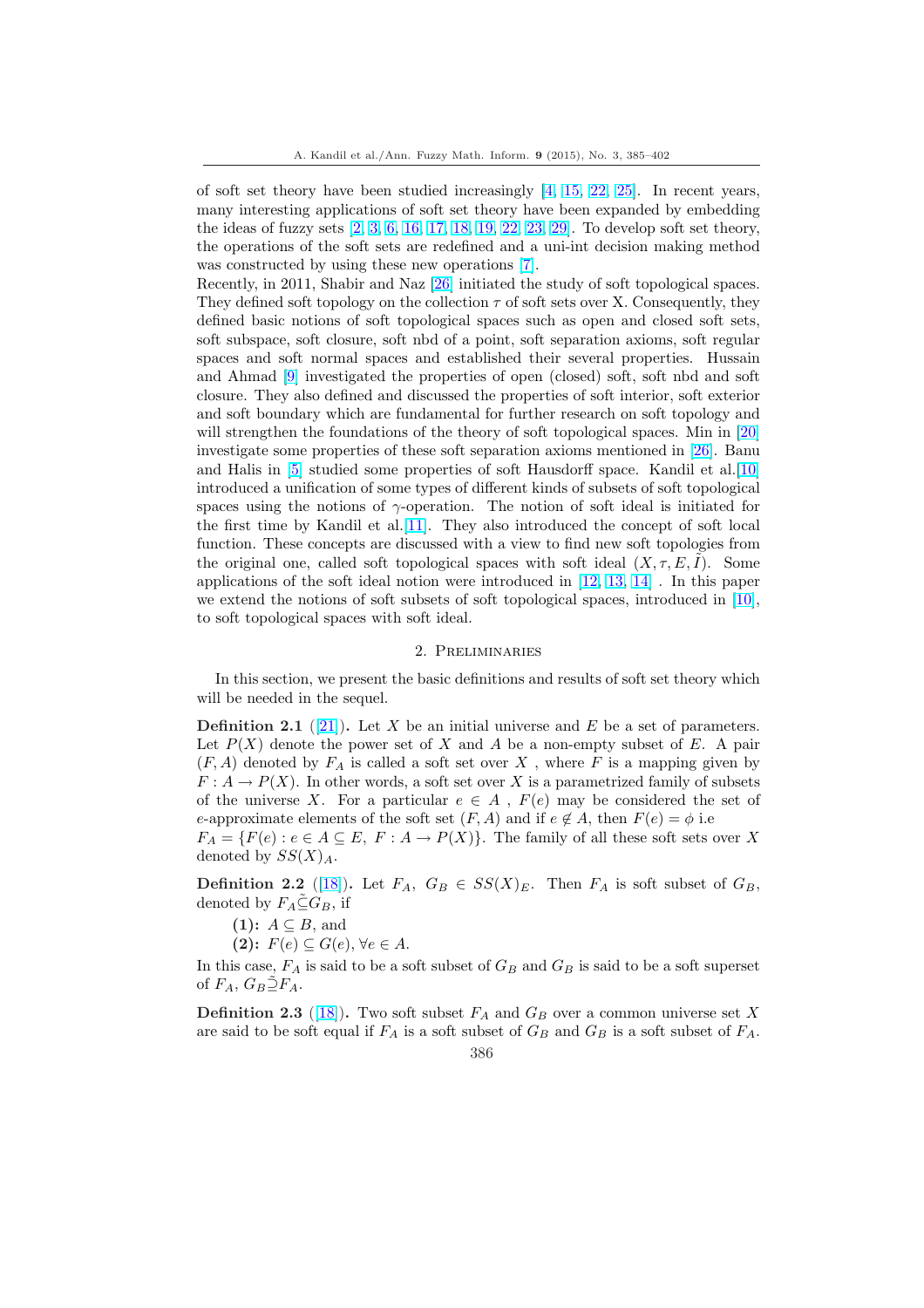of soft set theory have been studied increasingly [4, 15, 22, 25]. In recent years, many interesting applications of soft set theory have been expanded by embedding the ideas of fuzzy sets [2, 3, 6, 16, 17, 18, 19, 22, 23, 29]. To develop soft set theory, the operations of the soft sets are redefined and a uni-int decision making method was constructed by using these new operations [7].
Recently, in 2011, Shabir and Naz [26] initiated the study of soft topological spaces. They defined soft topology on the collection $\tau$ of soft sets over X. Consequently, they defined basic notions of soft topological spaces such as open and closed soft sets, soft subspace, soft closure, soft nbd of a point, soft separation axioms, soft regular spaces and soft normal spaces and established their several properties. Hussain and Ahmad [9] investigated the properties of open (closed) soft, soft nbd and soft closure. They also defined and discussed the properties of soft interior, soft exterior and soft boundary which are fundamental for further research on soft topology and will strengthen the foundations of the theory of soft topological spaces. Min in [20] investigate some properties of these soft separation axioms mentioned in [26]. Banu and Halis in [5] studied some properties of soft Hausdorff space. Kandil et al.[10] introduced a unification of some types of different kinds of subsets of soft topological spaces using the notions of $\gamma$-operation. The notion of soft ideal is initiated for the first time by Kandil et al.[11]. They also introduced the concept of soft local function. These concepts are discussed with a view to find new soft topologies from the original one, called soft topological spaces with soft ideal $(X, \tau, E, \tilde{I})$. Some applications of the soft ideal notion were introduced in [12, 13, 14] . In this paper we extend the notions of soft subsets of soft topological spaces, introduced in [10], to soft topological spaces with soft ideal.

## 2. Preliminaries

In this section, we present the basic definitions and results of soft set theory which will be needed in the sequel.

**Definition 2.1** ([21]). Let $X$ be an initial universe and $E$ be a set of parameters. Let $P(X)$ denote the power set of $X$ and $A$ be a non-empty subset of $E$. A pair $(F, A)$ denoted by $F_A$ is called a soft set over $X$ , where $F$ is a mapping given by $F : A \to P(X)$. In other words, a soft set over $X$ is a parametrized family of subsets of the universe $X$. For a particular $e \in A$ , $F(e)$ may be considered the set of $e$-approximate elements of the soft set $(F, A)$ and if $e \notin A$, then $F(e) = \phi$ i.e
$F_A = \{F(e) : e \in A \subseteq E,\ F : A \to P(X)\}$. The family of all these soft sets over $X$ denoted by $SS(X)_A$.

**Definition 2.2** ([18]). Let $F_A,\ G_B \in SS(X)_E$. Then $F_A$ is soft subset of $G_B$, denoted by $F_A \tilde{\subseteq} G_B$, if

**(1):** $A \subseteq B$, and
**(2):** $F(e) \subseteq G(e), \forall e \in A$.

In this case, $F_A$ is said to be a soft subset of $G_B$ and $G_B$ is said to be a soft superset of $F_A$, $G_B \tilde{\supseteq} F_A$.

**Definition 2.3** ([18]). Two soft subset $F_A$ and $G_B$ over a common universe set $X$ are said to be soft equal if $F_A$ is a soft subset of $G_B$ and $G_B$ is a soft subset of $F_A$.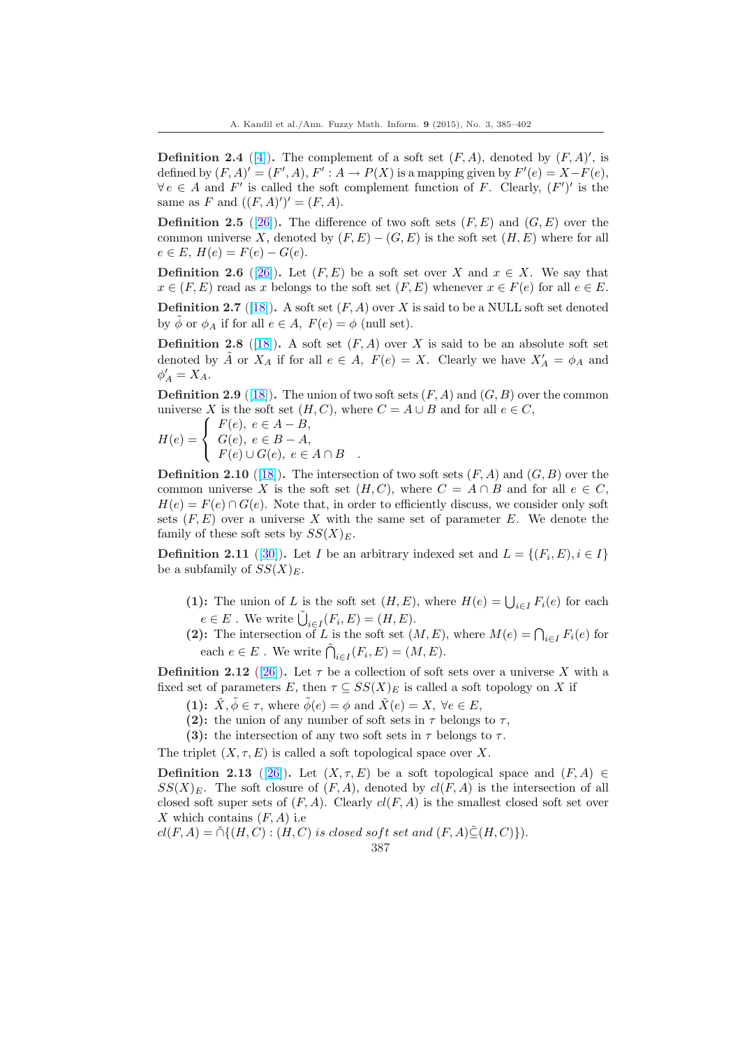**Definition 2.4** ([4]). The complement of a soft set $(F, A)$, denoted by $(F, A)'$, is defined by $(F, A)' = (F', A)$, $F' : A \to P(X)$ is a mapping given by $F'(e) = X - F(e)$, $\forall e \in A$ and $F'$ is called the soft complement function of $F$. Clearly, $(F')'$ is the same as $F$ and $((F, A)')' = (F, A)$.

**Definition 2.5** ([26]). The difference of two soft sets $(F, E)$ and $(G, E)$ over the common universe $X$, denoted by $(F, E) - (G, E)$ is the soft set $(H, E)$ where for all $e \in E$, $H(e) = F(e) - G(e)$.

**Definition 2.6** ([26]). Let $(F, E)$ be a soft set over $X$ and $x \in X$. We say that $x \in (F, E)$ read as $x$ belongs to the soft set $(F, E)$ whenever $x \in F(e)$ for all $e \in E$.

**Definition 2.7** ([18]). A soft set $(F, A)$ over $X$ is said to be a NULL soft set denoted by $\tilde{\phi}$ or $\phi_A$ if for all $e \in A$, $F(e) = \phi$ (null set).

**Definition 2.8** ([18]). A soft set $(F, A)$ over $X$ is said to be an absolute soft set denoted by $\tilde{A}$ or $X_A$ if for all $e \in A$, $F(e) = X$. Clearly we have $X'_A = \phi_A$ and $\phi'_A = X_A$.

**Definition 2.9** ([18]). The union of two soft sets $(F, A)$ and $(G, B)$ over the common universe $X$ is the soft set $(H, C)$, where $C = A \cup B$ and for all $e \in C$,

$$H(e) = \begin{cases} F(e),\ e \in A - B, \\ G(e),\ e \in B - A, \\ F(e) \cup G(e),\ e \in A \cap B \end{cases}.$$

**Definition 2.10** ([18]). The intersection of two soft sets $(F, A)$ and $(G, B)$ over the common universe $X$ is the soft set $(H, C)$, where $C = A \cap B$ and for all $e \in C$, $H(e) = F(e) \cap G(e)$. Note that, in order to efficiently discuss, we consider only soft sets $(F, E)$ over a universe $X$ with the same set of parameter $E$. We denote the family of these soft sets by $SS(X)_E$.

**Definition 2.11** ([30]). Let $I$ be an arbitrary indexed set and $L = \{(F_i, E), i \in I\}$ be a subfamily of $SS(X)_E$.

- **(1):** The union of $L$ is the soft set $(H, E)$, where $H(e) = \bigcup_{i \in I} F_i(e)$ for each $e \in E$ . We write $\tilde{\bigcup}_{i \in I}(F_i, E) = (H, E)$.
- **(2):** The intersection of $L$ is the soft set $(M, E)$, where $M(e) = \bigcap_{i \in I} F_i(e)$ for each $e \in E$ . We write $\tilde{\bigcap}_{i \in I}(F_i, E) = (M, E)$.

**Definition 2.12** ([26]). Let $\tau$ be a collection of soft sets over a universe $X$ with a fixed set of parameters $E$, then $\tau \subseteq SS(X)_E$ is called a soft topology on $X$ if

- **(1):** $\tilde{X}, \tilde{\phi} \in \tau$, where $\tilde{\phi}(e) = \phi$ and $\tilde{X}(e) = X$, $\forall e \in E$,
- **(2):** the union of any number of soft sets in $\tau$ belongs to $\tau$,
- **(3):** the intersection of any two soft sets in $\tau$ belongs to $\tau$.

The triplet $(X, \tau, E)$ is called a soft topological space over $X$.

**Definition 2.13** ([26]). Let $(X, \tau, E)$ be a soft topological space and $(F, A) \in SS(X)_E$. The soft closure of $(F, A)$, denoted by $cl(F, A)$ is the intersection of all closed soft super sets of $(F, A)$. Clearly $cl(F, A)$ is the smallest closed soft set over $X$ which contains $(F, A)$ i.e

$cl(F, A) = \tilde{\cap}\{(H, C) : (H, C)\ is\ closed\ soft\ set\ and\ (F, A)\tilde{\subseteq}(H, C)\}$.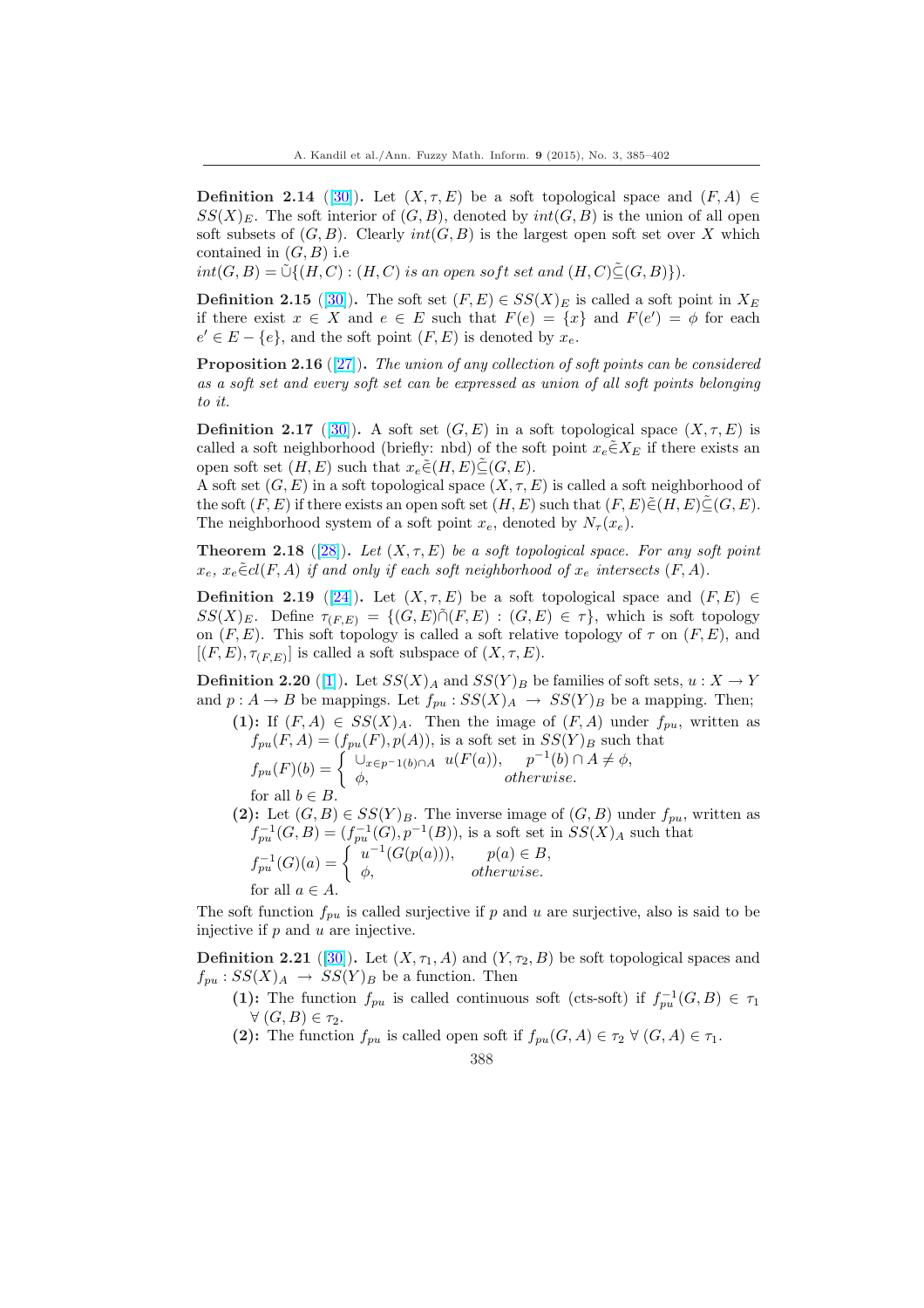**Definition 2.14** ([30]). Let $(X, \tau, E)$ be a soft topological space and $(F, A) \in SS(X)_E$. The soft interior of $(G, B)$, denoted by $int(G, B)$ is the union of all open soft subsets of $(G, B)$. Clearly $int(G, B)$ is the largest open soft set over $X$ which contained in $(G, B)$ i.e
$int(G, B) = \tilde{\cup}\{(H, C) : (H, C) \text{ is an open soft set and } (H, C)\tilde{\subseteq}(G, B)\})$.

**Definition 2.15** ([30]). The soft set $(F, E) \in SS(X)_E$ is called a soft point in $X_E$ if there exist $x \in X$ and $e \in E$ such that $F(e) = \{x\}$ and $F(e') = \phi$ for each $e' \in E - \{e\}$, and the soft point $(F, E)$ is denoted by $x_e$.

**Proposition 2.16** ([27]). *The union of any collection of soft points can be considered as a soft set and every soft set can be expressed as union of all soft points belonging to it.*

**Definition 2.17** ([30]). A soft set $(G, E)$ in a soft topological space $(X, \tau, E)$ is called a soft neighborhood (briefly: nbd) of the soft point $x_e \tilde{\in} X_E$ if there exists an open soft set $(H, E)$ such that $x_e \tilde{\in} (H, E) \tilde{\subseteq} (G, E)$.
A soft set $(G, E)$ in a soft topological space $(X, \tau, E)$ is called a soft neighborhood of the soft $(F, E)$ if there exists an open soft set $(H, E)$ such that $(F, E) \tilde{\in} (H, E) \tilde{\subseteq} (G, E)$.
The neighborhood system of a soft point $x_e$, denoted by $N_\tau(x_e)$.

**Theorem 2.18** ([28]). *Let $(X, \tau, E)$ be a soft topological space. For any soft point $x_e$, $x_e \tilde{\in} cl(F, A)$ if and only if each soft neighborhood of $x_e$ intersects $(F, A)$.*

**Definition 2.19** ([24]). Let $(X, \tau, E)$ be a soft topological space and $(F, E) \in SS(X)_E$. Define $\tau_{(F,E)} = \{(G, E)\tilde{\cap}(F, E) : (G, E) \in \tau\}$, which is soft topology on $(F, E)$. This soft topology is called a soft relative topology of $\tau$ on $(F, E)$, and $[(F, E), \tau_{(F,E)}]$ is called a soft subspace of $(X, \tau, E)$.

**Definition 2.20** ([1]). Let $SS(X)_A$ and $SS(Y)_B$ be families of soft sets, $u : X \to Y$ and $p : A \to B$ be mappings. Let $f_{pu} : SS(X)_A \to SS(Y)_B$ be a mapping. Then;

- **(1):** If $(F, A) \in SS(X)_A$. Then the image of $(F, A)$ under $f_{pu}$, written as $f_{pu}(F, A) = (f_{pu}(F), p(A))$, is a soft set in $SS(Y)_B$ such that
$$f_{pu}(F)(b) = \begin{cases} \cup_{x \in p^{-1}(b) \cap A} \ u(F(a)), & p^{-1}(b) \cap A \neq \phi, \\ \phi, & otherwise. \end{cases}$$
for all $b \in B$.
- **(2):** Let $(G, B) \in SS(Y)_B$. The inverse image of $(G, B)$ under $f_{pu}$, written as $f_{pu}^{-1}(G, B) = (f_{pu}^{-1}(G), p^{-1}(B))$, is a soft set in $SS(X)_A$ such that
$$f_{pu}^{-1}(G)(a) = \begin{cases} u^{-1}(G(p(a))), & p(a) \in B, \\ \phi, & otherwise. \end{cases}$$
for all $a \in A$.

The soft function $f_{pu}$ is called surjective if $p$ and $u$ are surjective, also is said to be injective if $p$ and $u$ are injective.

**Definition 2.21** ([30]). Let $(X, \tau_1, A)$ and $(Y, \tau_2, B)$ be soft topological spaces and $f_{pu} : SS(X)_A \to SS(Y)_B$ be a function. Then

- **(1):** The function $f_{pu}$ is called continuous soft (cts-soft) if $f_{pu}^{-1}(G, B) \in \tau_1$ $\forall \ (G, B) \in \tau_2$.
- **(2):** The function $f_{pu}$ is called open soft if $f_{pu}(G, A) \in \tau_2 \ \forall \ (G, A) \in \tau_1$.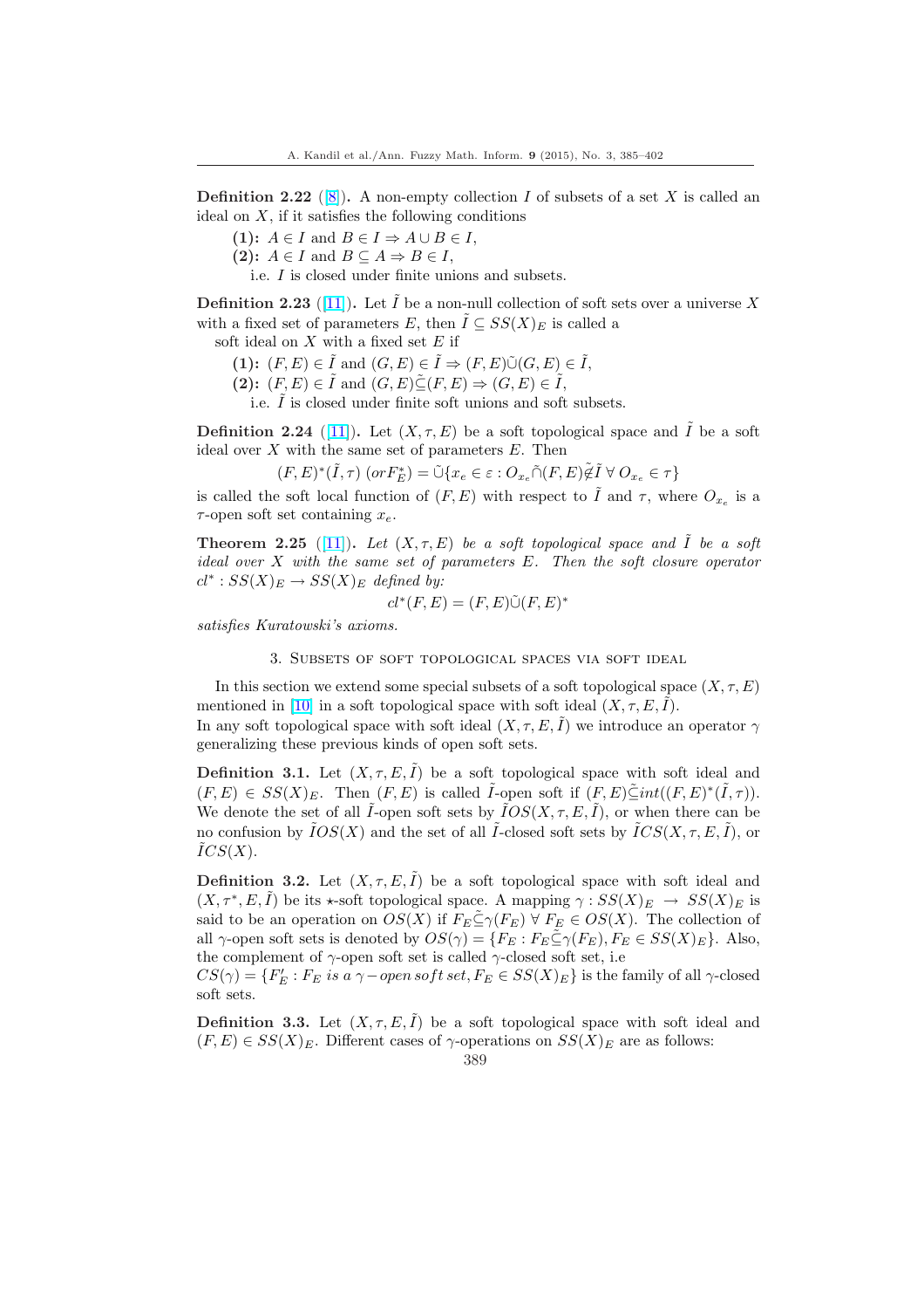**Definition 2.22** ([8]). A non-empty collection $I$ of subsets of a set $X$ is called an ideal on $X$, if it satisfies the following conditions

**(1):** $A \in I$ and $B \in I \Rightarrow A \cup B \in I$,

**(2):** $A \in I$ and $B \subseteq A \Rightarrow B \in I$,

i.e. $I$ is closed under finite unions and subsets.

**Definition 2.23** ([11]). Let $\tilde{I}$ be a non-null collection of soft sets over a universe $X$ with a fixed set of parameters $E$, then $\tilde{I} \subseteq SS(X)_E$ is called a soft ideal on $X$ with a fixed set $E$ if

**(1):** $(F,E) \in \tilde{I}$ and $(G,E) \in \tilde{I} \Rightarrow (F,E)\tilde{\cup}(G,E) \in \tilde{I}$,

**(2):** $(F,E) \in \tilde{I}$ and $(G,E)\tilde{\subseteq}(F,E) \Rightarrow (G,E) \in \tilde{I}$,

i.e. $\tilde{I}$ is closed under finite soft unions and soft subsets.

**Definition 2.24** ([11]). Let $(X, \tau, E)$ be a soft topological space and $\tilde{I}$ be a soft ideal over $X$ with the same set of parameters $E$. Then

$$(F,E)^*(\tilde{I},\tau)\ (or F_E^*) = \tilde{\cup}\{x_e \in \varepsilon : O_{x_e}\tilde{\cap}(F,E)\tilde{\notin}\tilde{I}\ \forall\ O_{x_e} \in \tau\}$$

is called the soft local function of $(F,E)$ with respect to $\tilde{I}$ and $\tau$, where $O_{x_e}$ is a $\tau$-open soft set containing $x_e$.

**Theorem 2.25** ([11]). *Let $(X, \tau, E)$ be a soft topological space and $\tilde{I}$ be a soft ideal over $X$ with the same set of parameters $E$. Then the soft closure operator $cl^* : SS(X)_E \to SS(X)_E$ defined by:*

$$cl^*(F,E) = (F,E)\tilde{\cup}(F,E)^*$$

*satisfies Kuratowski's axioms.*

## 3. Subsets of soft topological spaces via soft ideal

In this section we extend some special subsets of a soft topological space $(X, \tau, E)$ mentioned in [10] in a soft topological space with soft ideal $(X, \tau, E, \tilde{I})$.
In any soft topological space with soft ideal $(X, \tau, E, \tilde{I})$ we introduce an operator $\gamma$ generalizing these previous kinds of open soft sets.

**Definition 3.1.** Let $(X, \tau, E, \tilde{I})$ be a soft topological space with soft ideal and $(F,E) \in SS(X)_E$. Then $(F,E)$ is called $\tilde{I}$-open soft if $(F,E)\tilde{\subseteq}int((F,E)^*(\tilde{I},\tau))$. We denote the set of all $\tilde{I}$-open soft sets by $\tilde{I}OS(X, \tau, E, \tilde{I})$, or when there can be no confusion by $\tilde{I}OS(X)$ and the set of all $\tilde{I}$-closed soft sets by $\tilde{I}CS(X, \tau, E, \tilde{I})$, or $\tilde{I}CS(X)$.

**Definition 3.2.** Let $(X, \tau, E, \tilde{I})$ be a soft topological space with soft ideal and $(X, \tau^*, E, \tilde{I})$ be its $\star$-soft topological space. A mapping $\gamma : SS(X)_E \to SS(X)_E$ is said to be an operation on $OS(X)$ if $F_E\tilde{\subseteq}\gamma(F_E)\ \forall\ F_E \in OS(X)$. The collection of all $\gamma$-open soft sets is denoted by $OS(\gamma) = \{F_E : F_E\tilde{\subseteq}\gamma(F_E), F_E \in SS(X)_E\}$. Also, the complement of $\gamma$-open soft set is called $\gamma$-closed soft set, i.e
$CS(\gamma) = \{F'_E : F_E \text{ is a } \gamma-open\, soft\, set, F_E \in SS(X)_E\}$ is the family of all $\gamma$-closed soft sets.

**Definition 3.3.** Let $(X, \tau, E, \tilde{I})$ be a soft topological space with soft ideal and $(F,E) \in SS(X)_E$. Different cases of $\gamma$-operations on $SS(X)_E$ are as follows: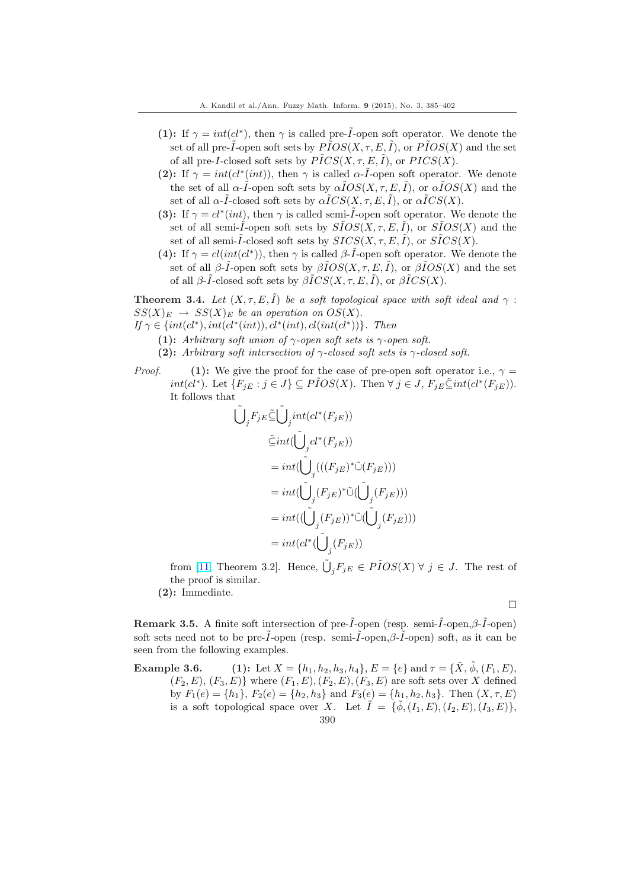**(1):** If $\gamma = int(cl^*)$, then $\gamma$ is called pre-$\tilde{I}$-open soft operator. We denote the set of all pre-$\tilde{I}$-open soft sets by $P\tilde{I}OS(X,\tau,E,\tilde{I})$, or $P\tilde{I}OS(X)$ and the set of all pre-$I$-closed soft sets by $P\tilde{I}CS(X,\tau,E,\tilde{I})$, or $PICS(X)$.

**(2):** If $\gamma = int(cl^*(int))$, then $\gamma$ is called $\alpha$-$\tilde{I}$-open soft operator. We denote the set of all $\alpha$-$\tilde{I}$-open soft sets by $\alpha\tilde{I}OS(X,\tau,E,\tilde{I})$, or $\alpha\tilde{I}OS(X)$ and the set of all $\alpha$-$\tilde{I}$-closed soft sets by $\alpha\tilde{I}CS(X,\tau,E,\tilde{I})$, or $\alpha\tilde{I}CS(X)$.

**(3):** If $\gamma = cl^*(int)$, then $\gamma$ is called semi-$\tilde{I}$-open soft operator. We denote the set of all semi-$\tilde{I}$-open soft sets by $S\tilde{I}OS(X,\tau,E,\tilde{I})$, or $S\tilde{I}OS(X)$ and the set of all semi-$\tilde{I}$-closed soft sets by $SICS(X,\tau,E,\tilde{I})$, or $S\tilde{I}CS(X)$.

**(4):** If $\gamma = cl(int(cl^*))$, then $\gamma$ is called $\beta$-$\tilde{I}$-open soft operator. We denote the set of all $\beta$-$\tilde{I}$-open soft sets by $\beta\tilde{I}OS(X,\tau,E,\tilde{I})$, or $\beta\tilde{I}OS(X)$ and the set of all $\beta$-$\tilde{I}$-closed soft sets by $\beta\tilde{I}CS(X,\tau,E,\tilde{I})$, or $\beta\tilde{I}CS(X)$.

**Theorem 3.4.** *Let $(X,\tau,E,\tilde{I})$ be a soft topological space with soft ideal and $\gamma : SS(X)_E \to SS(X)_E$ be an operation on $OS(X)$.*
*If $\gamma \in \{int(cl^*), int(cl^*(int)), cl^*(int), cl(int(cl^*))\}$. Then*

**(1):** *Arbitrary soft union of $\gamma$-open soft sets is $\gamma$-open soft.*

**(2):** *Arbitrary soft intersection of $\gamma$-closed soft sets is $\gamma$-closed soft.*

*Proof.* **(1):** We give the proof for the case of pre-open soft operator i.e., $\gamma = int(cl^*)$. Let $\{F_{jE} : j \in J\} \subseteq P\tilde{I}OS(X)$. Then $\forall\, j \in J$, $F_{jE}\tilde{\subseteq} int(cl^*(F_{jE}))$. It follows that

$$\begin{aligned}
\tilde{\bigcup}_j F_{jE} &\tilde{\subseteq} \tilde{\bigcup}_j int(cl^*(F_{jE})) \\
&\tilde{\subseteq} int(\tilde{\bigcup}_j cl^*(F_{jE})) \\
&= int(\tilde{\bigcup}_j (((F_{jE})^* \tilde{\cup} (F_{jE}))) \\
&= int(\tilde{\bigcup}_j (F_{jE})^* \tilde{\cup} (\tilde{\bigcup}_j (F_{jE}))) \\
&= int((\tilde{\bigcup}_j (F_{jE}))^* \tilde{\cup} (\tilde{\bigcup}_j (F_{jE}))) \\
&= int(cl^*(\tilde{\bigcup}_j (F_{jE}))
\end{aligned}$$

from [11, Theorem 3.2]. Hence, $\tilde{\bigcup}_j F_{jE} \in P\tilde{I}OS(X)\ \forall\, j \in J$. The rest of the proof is similar.

**(2):** Immediate.

□

**Remark 3.5.** A finite soft intersection of pre-$\tilde{I}$-open (resp. semi-$\tilde{I}$-open,$\beta$-$\tilde{I}$-open) soft sets need not to be pre-$\tilde{I}$-open (resp. semi-$\tilde{I}$-open,$\beta$-$\tilde{I}$-open) soft, as it can be seen from the following examples.

**Example 3.6.** **(1):** Let $X = \{h_1, h_2, h_3, h_4\}$, $E = \{e\}$ and $\tau = \{\tilde{X}, \tilde{\phi}, (F_1, E), (F_2, E), (F_3, E)\}$ where $(F_1, E), (F_2, E), (F_3, E)$ are soft sets over $X$ defined by $F_1(e) = \{h_1\}$, $F_2(e) = \{h_2, h_3\}$ and $F_3(e) = \{h_1, h_2, h_3\}$. Then $(X, \tau, E)$ is a soft topological space over $X$. Let $\tilde{I} = \{\tilde{\phi}, (I_1, E), (I_2, E), (I_3, E)\}$,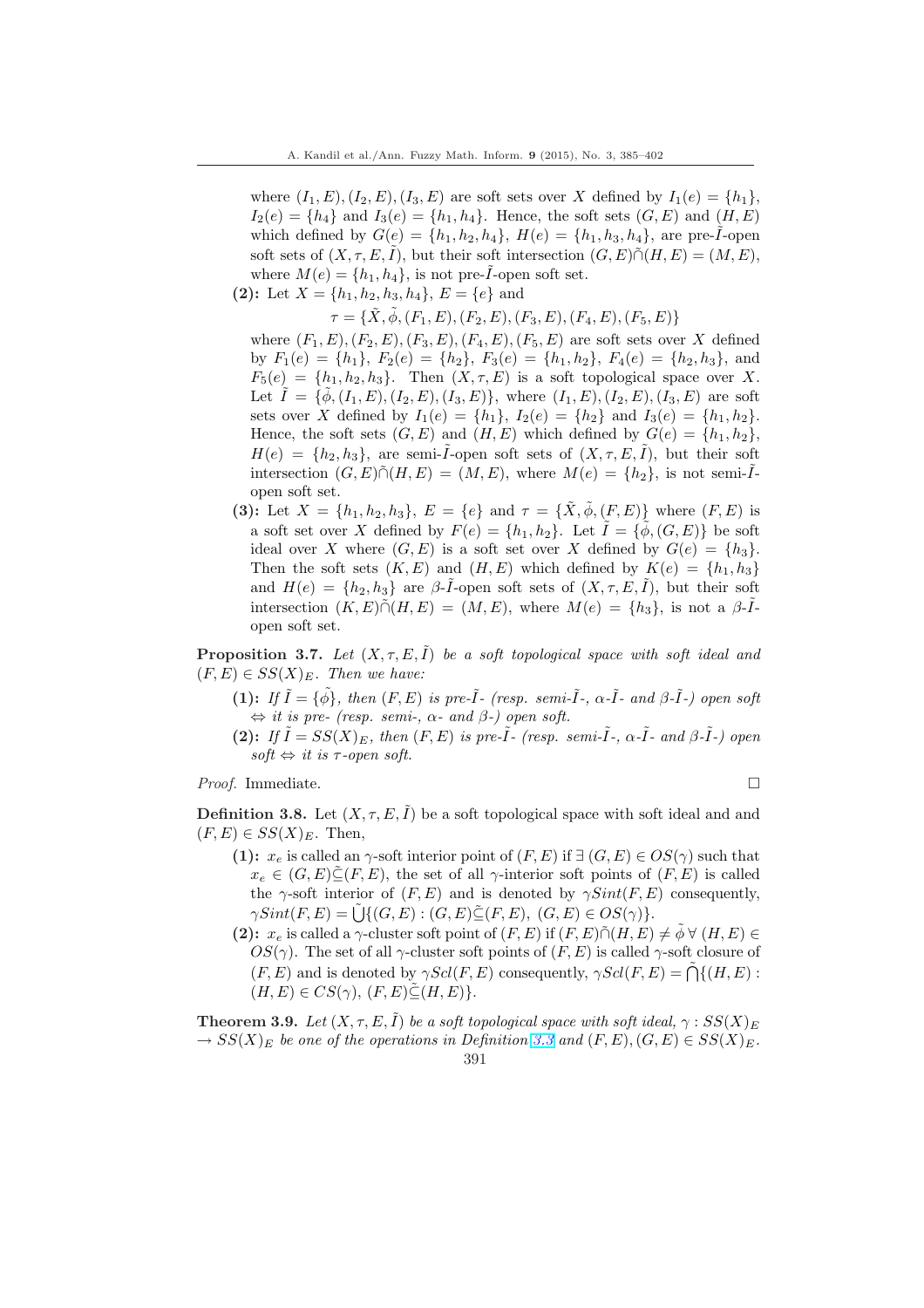where $(I_1, E), (I_2, E), (I_3, E)$ are soft sets over $X$ defined by $I_1(e) = \{h_1\}$, $I_2(e) = \{h_4\}$ and $I_3(e) = \{h_1, h_4\}$. Hence, the soft sets $(G, E)$ and $(H, E)$ which defined by $G(e) = \{h_1, h_2, h_4\}$, $H(e) = \{h_1, h_3, h_4\}$, are pre-$\tilde{I}$-open soft sets of $(X, \tau, E, \tilde{I})$, but their soft intersection $(G, E)\tilde{\cap}(H, E) = (M, E)$, where $M(e) = \{h_1, h_4\}$, is not pre-$\tilde{I}$-open soft set.

**(2):** Let $X = \{h_1, h_2, h_3, h_4\}$, $E = \{e\}$ and

$$\tau = \{\tilde{X}, \tilde{\phi}, (F_1, E), (F_2, E), (F_3, E), (F_4, E), (F_5, E)\}$$

where $(F_1, E), (F_2, E), (F_3, E), (F_4, E), (F_5, E)$ are soft sets over $X$ defined by $F_1(e) = \{h_1\}$, $F_2(e) = \{h_2\}$, $F_3(e) = \{h_1, h_2\}$, $F_4(e) = \{h_2, h_3\}$, and $F_5(e) = \{h_1, h_2, h_3\}$. Then $(X, \tau, E)$ is a soft topological space over $X$. Let $\tilde{I} = \{\tilde{\phi}, (I_1, E), (I_2, E), (I_3, E)\}$, where $(I_1, E), (I_2, E), (I_3, E)$ are soft sets over $X$ defined by $I_1(e) = \{h_1\}$, $I_2(e) = \{h_2\}$ and $I_3(e) = \{h_1, h_2\}$. Hence, the soft sets $(G, E)$ and $(H, E)$ which defined by $G(e) = \{h_1, h_2\}$, $H(e) = \{h_2, h_3\}$, are semi-$\tilde{I}$-open soft sets of $(X, \tau, E, \tilde{I})$, but their soft intersection $(G, E)\tilde{\cap}(H, E) = (M, E)$, where $M(e) = \{h_2\}$, is not semi-$\tilde{I}$-open soft set.

**(3):** Let $X = \{h_1, h_2, h_3\}$, $E = \{e\}$ and $\tau = \{\tilde{X}, \tilde{\phi}, (F, E)\}$ where $(F, E)$ is a soft set over $X$ defined by $F(e) = \{h_1, h_2\}$. Let $\tilde{I} = \{\tilde{\phi}, (G, E)\}$ be soft ideal over $X$ where $(G, E)$ is a soft set over $X$ defined by $G(e) = \{h_3\}$. Then the soft sets $(K, E)$ and $(H, E)$ which defined by $K(e) = \{h_1, h_3\}$ and $H(e) = \{h_2, h_3\}$ are $\beta$-$\tilde{I}$-open soft sets of $(X, \tau, E, \tilde{I})$, but their soft intersection $(K, E)\tilde{\cap}(H, E) = (M, E)$, where $M(e) = \{h_3\}$, is not a $\beta$-$\tilde{I}$-open soft set.

**Proposition 3.7.** *Let $(X, \tau, E, \tilde{I})$ be a soft topological space with soft ideal and $(F, E) \in SS(X)_E$. Then we have:*

**(1):** *If $\tilde{I} = \{\tilde{\phi}\}$, then $(F, E)$ is pre-$\tilde{I}$- (resp. semi-$\tilde{I}$-, $\alpha$-$\tilde{I}$- and $\beta$-$\tilde{I}$-) open soft $\Leftrightarrow$ it is pre- (resp. semi-, $\alpha$- and $\beta$-) open soft.*

**(2):** *If $\tilde{I} = SS(X)_E$, then $(F, E)$ is pre-$\tilde{I}$- (resp. semi-$\tilde{I}$-, $\alpha$-$\tilde{I}$- and $\beta$-$\tilde{I}$-) open soft $\Leftrightarrow$ it is $\tau$-open soft.*

*Proof.* Immediate. □

**Definition 3.8.** Let $(X, \tau, E, \tilde{I})$ be a soft topological space with soft ideal and and $(F, E) \in SS(X)_E$. Then,

**(1):** $x_e$ is called an $\gamma$-soft interior point of $(F, E)$ if $\exists\, (G, E) \in OS(\gamma)$ such that $x_e \in (G, E)\tilde{\subseteq}(F, E)$, the set of all $\gamma$-interior soft points of $(F, E)$ is called the $\gamma$-soft interior of $(F, E)$ and is denoted by $\gamma Sint(F, E)$ consequently, $\gamma Sint(F, E) = \tilde{\bigcup}\{(G, E) : (G, E)\tilde{\subseteq}(F, E),\ (G, E) \in OS(\gamma)\}$.

**(2):** $x_e$ is called a $\gamma$-cluster soft point of $(F, E)$ if $(F, E)\tilde{\cap}(H, E) \neq \tilde{\phi}\ \forall\ (H, E) \in OS(\gamma)$. The set of all $\gamma$-cluster soft points of $(F, E)$ is called $\gamma$-soft closure of $(F, E)$ and is denoted by $\gamma Scl(F, E)$ consequently, $\gamma Scl(F, E) = \tilde{\bigcap}\{(H, E) : (H, E) \in CS(\gamma),\ (F, E)\tilde{\subseteq}(H, E)\}$.

**Theorem 3.9.** *Let $(X, \tau, E, \tilde{I})$ be a soft topological space with soft ideal, $\gamma : SS(X)_E \to SS(X)_E$ be one of the operations in Definition 3.3 and $(F, E), (G, E) \in SS(X)_E$.*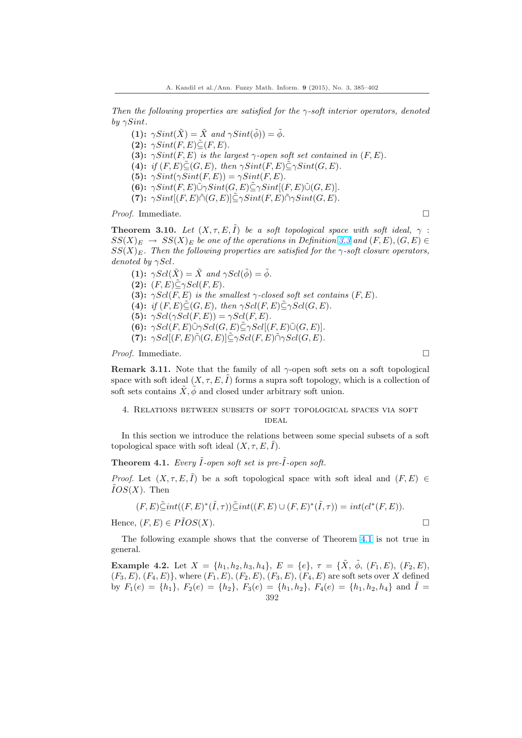*Then the following properties are satisfied for the $\gamma$-soft interior operators, denoted by $\gamma Sint$.*

**(1):** $\gamma Sint(\tilde{X}) = \tilde{X}$ *and* $\gamma Sint(\tilde{\phi})) = \tilde{\phi}$.
**(2):** $\gamma Sint(F, E)\tilde{\subseteq}(F, E)$.
**(3):** $\gamma Sint(F, E)$ *is the largest* $\gamma$*-open soft set contained in* $(F, E)$.
**(4):** *if* $(F, E)\tilde{\subseteq}(G, E)$, *then* $\gamma Sint(F, E)\tilde{\subseteq}\gamma Sint(G, E)$.
**(5):** $\gamma Sint(\gamma Sint(F, E)) = \gamma Sint(F, E)$.
**(6):** $\gamma Sint(F, E)\tilde{\cup}\gamma Sint(G, E)\tilde{\subseteq}\gamma Sint[(F, E)\tilde{\cup}(G, E)]$.
**(7):** $\gamma Sint[(F, E)\tilde{\cap}(G, E)]\tilde{\subseteq}\gamma Sint(F, E)\tilde{\cap}\gamma Sint(G, E)$.

*Proof.* Immediate. □

**Theorem 3.10.** *Let $(X, \tau, E, \tilde{I})$ be a soft topological space with soft ideal, $\gamma : SS(X)_E \rightarrow SS(X)_E$ be one of the operations in Definition 3.3 and $(F, E), (G, E) \in SS(X)_E$. Then the following properties are satisfied for the $\gamma$-soft closure operators, denoted by $\gamma Scl$.*

**(1):** $\gamma Scl(\tilde{X}) = \tilde{X}$ *and* $\gamma Scl(\tilde{\phi}) = \tilde{\phi}$.
**(2):** $(F, E)\tilde{\subseteq}\gamma Scl(F, E)$.
**(3):** $\gamma Scl(F, E)$ *is the smallest* $\gamma$*-closed soft set contains* $(F, E)$.
**(4):** *if* $(F, E)\tilde{\subseteq}(G, E)$, *then* $\gamma Scl(F, E)\tilde{\subseteq}\gamma Scl(G, E)$.
**(5):** $\gamma Scl(\gamma Scl(F, E)) = \gamma Scl(F, E)$.
**(6):** $\gamma Scl(F, E)\tilde{\cup}\gamma Scl(G, E)\tilde{\subseteq}\gamma Scl[(F, E)\tilde{\cup}(G, E)]$.
**(7):** $\gamma Scl[(F, E)\tilde{\cap}(G, E)]\tilde{\subseteq}\gamma Scl(F, E)\tilde{\cap}\gamma Scl(G, E)$.

*Proof.* Immediate. □

**Remark 3.11.** Note that the family of all $\gamma$-open soft sets on a soft topological space with soft ideal $(X, \tau, E, \tilde{I})$ forms a supra soft topology, which is a collection of soft sets contains $\tilde{X}, \tilde{\phi}$ and closed under arbitrary soft union.

## 4. Relations between subsets of soft topological spaces via soft ideal

In this section we introduce the relations between some special subsets of a soft topological space with soft ideal $(X, \tau, E, \tilde{I})$.

**Theorem 4.1.** *Every $\tilde{I}$-open soft set is pre-$\tilde{I}$-open soft.*

*Proof.* Let $(X, \tau, E, \tilde{I})$ be a soft topological space with soft ideal and $(F, E) \in \tilde{I}OS(X)$. Then

$$(F, E)\tilde{\subseteq}int((F, E)^*(\tilde{I}, \tau))\tilde{\subseteq}int((F, E) \cup (F, E)^*(\tilde{I}, \tau)) = int(cl^*(F, E)).$$

Hence, $(F, E) \in P\tilde{I}OS(X)$. □

The following example shows that the converse of Theorem 4.1 is not true in general.

**Example 4.2.** Let $X = \{h_1, h_2, h_3, h_4\}$, $E = \{e\}$, $\tau = \{\tilde{X}, \tilde{\phi}, (F_1, E), (F_2, E), (F_3, E), (F_4, E)\}$, where $(F_1, E), (F_2, E), (F_3, E), (F_4, E)$ are soft sets over $X$ defined by $F_1(e) = \{h_1\}$, $F_2(e) = \{h_2\}$, $F_3(e) = \{h_1, h_2\}$, $F_4(e) = \{h_1, h_2, h_4\}$ and $\tilde{I} =$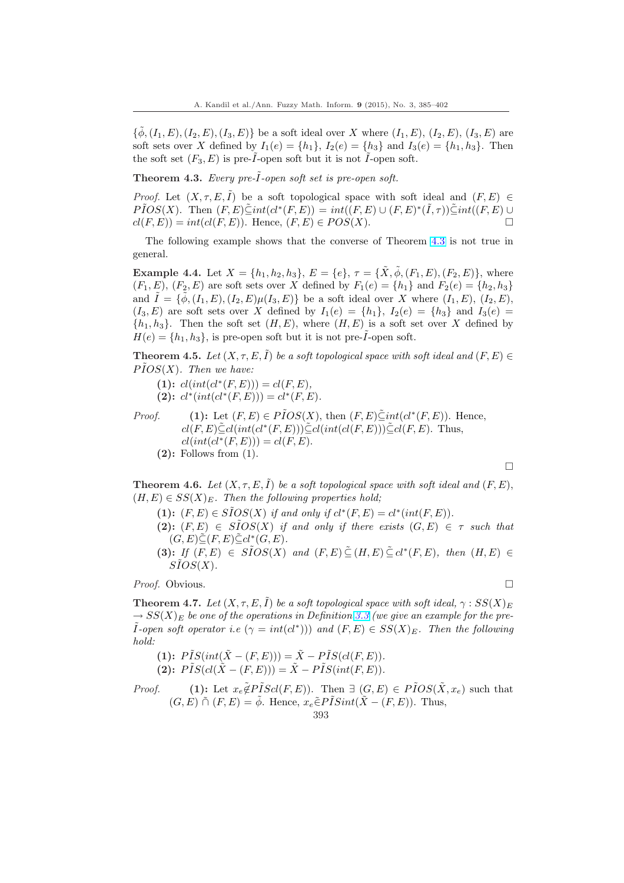$\{\tilde{\phi}, (I_1, E), (I_2, E), (I_3, E)\}$ be a soft ideal over $X$ where $(I_1, E)$, $(I_2, E)$, $(I_3, E)$ are soft sets over $X$ defined by $I_1(e) = \{h_1\}$, $I_2(e) = \{h_3\}$ and $I_3(e) = \{h_1, h_3\}$. Then the soft set $(F_3, E)$ is pre-$\tilde{I}$-open soft but it is not $\tilde{I}$-open soft.

**Theorem 4.3.** *Every pre-$\tilde{I}$-open soft set is pre-open soft.*

*Proof.* Let $(X, \tau, E, \tilde{I})$ be a soft topological space with soft ideal and $(F, E) \in P\tilde{I}OS(X)$. Then $(F, E)\tilde{\subseteq} int(cl^*(F, E)) = int((F, E) \cup (F, E)^*(\tilde{I}, \tau))\tilde{\subseteq} int((F, E) \cup cl(F, E)) = int(cl(F, E))$. Hence, $(F, E) \in POS(X)$. □

The following example shows that the converse of Theorem 4.3 is not true in general.

**Example 4.4.** Let $X = \{h_1, h_2, h_3\}$, $E = \{e\}$, $\tau = \{\tilde{X}, \tilde{\phi}, (F_1, E), (F_2, E)\}$, where $(F_1, E)$, $(F_2, E)$ are soft sets over $X$ defined by $F_1(e) = \{h_1\}$ and $F_2(e) = \{h_2, h_3\}$ and $\tilde{I} = \{\tilde{\phi}, (I_1, E), (I_2, E)\mu(I_3, E)\}$ be a soft ideal over $X$ where $(I_1, E)$, $(I_2, E)$, $(I_3, E)$ are soft sets over $X$ defined by $I_1(e) = \{h_1\}$, $I_2(e) = \{h_3\}$ and $I_3(e) = \{h_1, h_3\}$. Then the soft set $(H, E)$, where $(H, E)$ is a soft set over $X$ defined by $H(e) = \{h_1, h_3\}$, is pre-open soft but it is not pre-$\tilde{I}$-open soft.

**Theorem 4.5.** *Let $(X, \tau, E, \tilde{I})$ be a soft topological space with soft ideal and $(F, E) \in P\tilde{I}OS(X)$. Then we have:*

- **(1):** $cl(int(cl^*(F, E))) = cl(F, E)$,
- **(2):** $cl^*(int(cl^*(F, E))) = cl^*(F, E)$.

*Proof.* **(1):** Let $(F, E) \in P\tilde{I}OS(X)$, then $(F, E)\tilde{\subseteq} int(cl^*(F, E))$. Hence, $cl(F, E)\tilde{\subseteq} cl(int(cl^*(F, E)))\tilde{\subseteq} cl(int(cl(F, E)))\tilde{\subseteq} cl(F, E)$. Thus, $cl(int(cl^*(F, E))) = cl(F, E)$.

**(2):** Follows from (1). □

**Theorem 4.6.** *Let $(X, \tau, E, \tilde{I})$ be a soft topological space with soft ideal and $(F, E)$, $(H, E) \in SS(X)_E$. Then the following properties hold;*

- **(1):** *$(F, E) \in S\tilde{I}OS(X)$ if and only if $cl^*(F, E) = cl^*(int(F, E))$.*
- **(2):** *$(F, E) \in S\tilde{I}OS(X)$ if and only if there exists $(G, E) \in \tau$ such that $(G, E)\tilde{\subseteq}(F, E)\tilde{\subseteq} cl^*(G, E)$.*
- **(3):** *If $(F, E) \in S\tilde{I}OS(X)$ and $(F, E)\tilde{\subseteq}(H, E)\tilde{\subseteq} cl^*(F, E)$, then $(H, E) \in S\tilde{I}OS(X)$.*

*Proof.* Obvious. □

**Theorem 4.7.** *Let $(X, \tau, E, \tilde{I})$ be a soft topological space with soft ideal, $\gamma : SS(X)_E \to SS(X)_E$ be one of the operations in Definition 3.3 (we give an example for the pre-$\tilde{I}$-open soft operator i.e ($\gamma = int(cl^*)$)) and $(F, E) \in SS(X)_E$. Then the following hold:*

- **(1):** $P\tilde{I}S(int(\tilde{X} - (F, E))) = \tilde{X} - P\tilde{I}S(cl(F, E))$.
- **(2):** $P\tilde{I}S(cl(\tilde{X} - (F, E))) = \tilde{X} - P\tilde{I}S(int(F, E))$.

*Proof.* **(1):** Let $x_e \tilde{\notin} P\tilde{I}Scl(F, E))$. Then $\exists\ (G, E) \in P\tilde{I}OS(\tilde{X}, x_e)$ such that $(G, E) \tilde{\cap} (F, E) = \tilde{\phi}$. Hence, $x_e \tilde{\in} P\tilde{I}Sint(\tilde{X} - (F, E))$. Thus,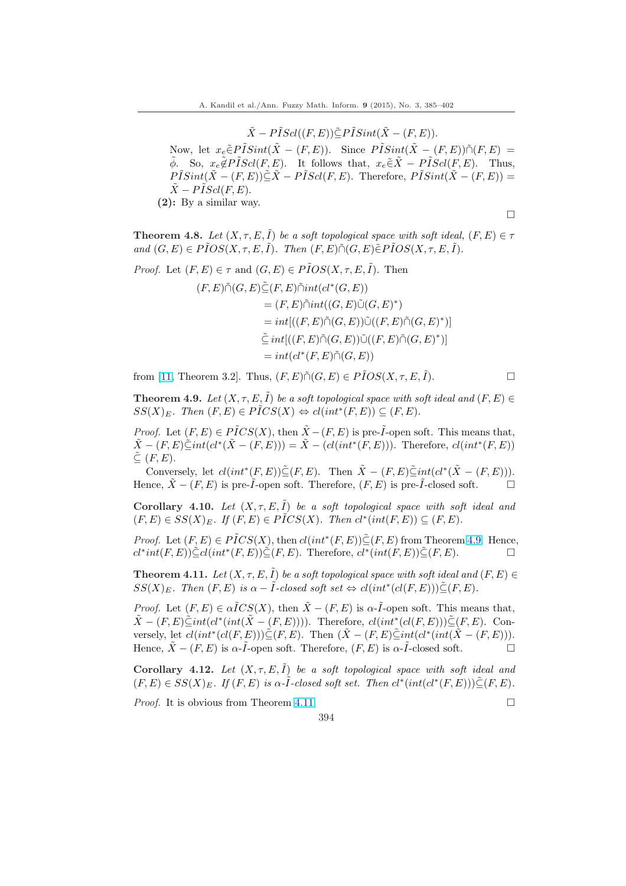$$\tilde{X} - P\tilde{I}Scl((F,E))\tilde{\subseteq} P\tilde{I}Sint(\tilde{X} - (F,E)).$$

Now, let $x_e \tilde{\in} P\tilde{I}Sint(\tilde{X} - (F,E))$. Since $P\tilde{I}Sint(\tilde{X} - (F,E))\tilde{\cap}(F,E) = \tilde{\phi}$. So, $x_e \tilde{\notin} P\tilde{I}Scl(F,E)$. It follows that, $x_e \tilde{\in} \tilde{X} - P\tilde{I}Scl(F,E)$. Thus, $P\tilde{I}Sint(\tilde{X} - (F,E))\tilde{\subseteq}\tilde{X} - P\tilde{I}Scl(F,E)$. Therefore, $P\tilde{I}Sint(\tilde{X} - (F,E)) = \tilde{X} - P\tilde{I}Scl(F,E)$.

**(2):** By a similar way. $\square$

**Theorem 4.8.** *Let $(X, \tau, E, \tilde{I})$ be a soft topological space with soft ideal, $(F,E) \in \tau$ and $(G,E) \in P\tilde{I}OS(X, \tau, E, \tilde{I})$. Then $(F,E)\tilde{\cap}(G,E)\tilde{\in}P\tilde{I}OS(X, \tau, E, \tilde{I})$.*

*Proof.* Let $(F,E) \in \tau$ and $(G,E) \in P\tilde{I}OS(X, \tau, E, \tilde{I})$. Then

$$\begin{aligned}
(F,E)\tilde{\cap}(G,E) &\tilde{\subseteq} (F,E)\tilde{\cap} int(cl^*(G,E)) \\
&= (F,E)\tilde{\cap} int((G,E)\tilde{\cup}(G,E)^*) \\
&= int[((F,E)\tilde{\cap}(G,E))\tilde{\cup}((F,E)\tilde{\cap}(G,E)^*)] \\
&\tilde{\subseteq} int[((F,E)\tilde{\cap}(G,E))\tilde{\cup}((F,E)\tilde{\cap}(G,E)^*)] \\
&= int(cl^*(F,E)\tilde{\cap}(G,E))
\end{aligned}$$

from [11, Theorem 3.2]. Thus, $(F,E)\tilde{\cap}(G,E) \in P\tilde{I}OS(X, \tau, E, \tilde{I})$. $\square$

**Theorem 4.9.** *Let $(X, \tau, E, \tilde{I})$ be a soft topological space with soft ideal and $(F,E) \in SS(X)_E$. Then $(F,E) \in P\tilde{I}CS(X) \Leftrightarrow cl(int^*(F,E)) \subseteq (F,E)$.*

*Proof.* Let $(F,E) \in P\tilde{I}CS(X)$, then $\tilde{X} - (F,E)$ is pre-$\tilde{I}$-open soft. This means that, $\tilde{X} - (F,E)\tilde{\subseteq} int(cl^*(\tilde{X} - (F,E))) = \tilde{X} - (cl(int^*(F,E)))$. Therefore, $cl(int^*(F,E)) \tilde{\subseteq} (F,E)$.

Conversely, let $cl(int^*(F,E))\tilde{\subseteq}(F,E)$. Then $\tilde{X} - (F,E)\tilde{\subseteq} int(cl^*(\tilde{X} - (F,E)))$. Hence, $\tilde{X} - (F,E)$ is pre-$\tilde{I}$-open soft. Therefore, $(F,E)$ is pre-$\tilde{I}$-closed soft. $\square$

**Corollary 4.10.** *Let $(X, \tau, E, \tilde{I})$ be a soft topological space with soft ideal and $(F,E) \in SS(X)_E$. If $(F,E) \in P\tilde{I}CS(X)$. Then $cl^*(int(F,E)) \subseteq (F,E)$.*

*Proof.* Let $(F,E) \in P\tilde{I}CS(X)$, then $cl(int^*(F,E))\tilde{\subseteq}(F,E)$ from Theorem 4.9. Hence, $cl^*int(F,E))\tilde{\subseteq}cl(int^*(F,E))\tilde{\subseteq}(F,E)$. Therefore, $cl^*(int(F,E))\tilde{\subseteq}(F,E)$. $\square$

**Theorem 4.11.** *Let $(X, \tau, E, \tilde{I})$ be a soft topological space with soft ideal and $(F,E) \in SS(X)_E$. Then $(F,E)$ is $\alpha - \tilde{I}$-closed soft set $\Leftrightarrow cl(int^*(cl(F,E)))\tilde{\subseteq}(F,E)$.*

*Proof.* Let $(F,E) \in \alpha\tilde{I}CS(X)$, then $\tilde{X} - (F,E)$ is $\alpha$-$\tilde{I}$-open soft. This means that, $\tilde{X} - (F,E)\tilde{\subseteq} int(cl^*(int(\tilde{X} - (F,E))))$. Therefore, $cl(int^*(cl(F,E)))\tilde{\subseteq}(F,E)$. Conversely, let $cl(int^*(cl(F,E)))\tilde{\subseteq}(F,E)$. Then $(\tilde{X} - (F,E)\tilde{\subseteq} int(cl^*(int(\tilde{X} - (F,E)))$. Hence, $\tilde{X} - (F,E)$ is $\alpha$-$\tilde{I}$-open soft. Therefore, $(F,E)$ is $\alpha$-$\tilde{I}$-closed soft. $\square$

**Corollary 4.12.** *Let $(X, \tau, E, \tilde{I})$ be a soft topological space with soft ideal and $(F,E) \in SS(X)_E$. If $(F,E)$ is $\alpha$-$\tilde{I}$-closed soft set. Then $cl^*(int(cl^*(F,E)))\tilde{\subseteq}(F,E)$.*

*Proof.* It is obvious from Theorem 4.11. $\square$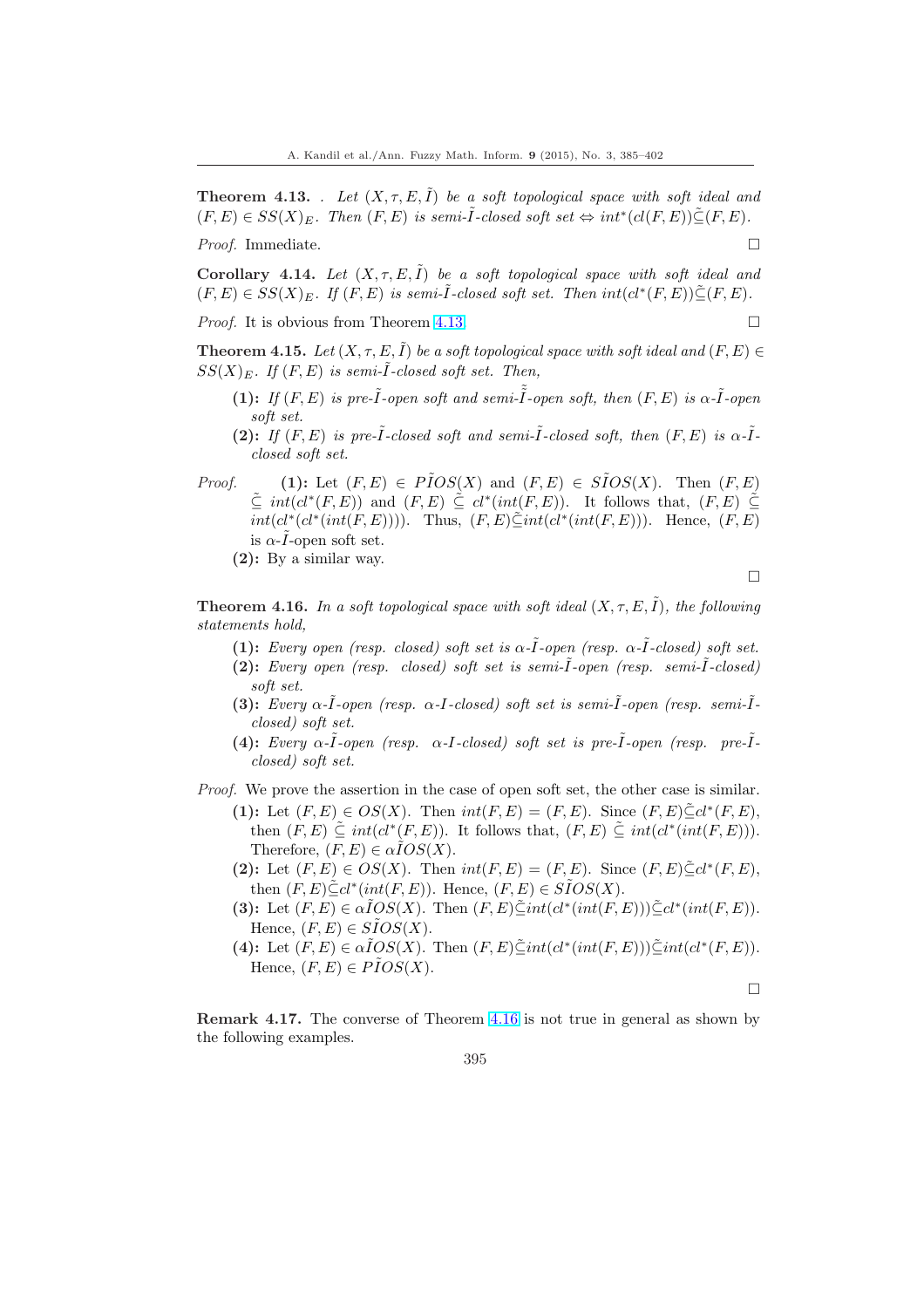**Theorem 4.13.** . *Let $(X, \tau, E, \tilde{I})$ be a soft topological space with soft ideal and $(F, E) \in SS(X)_E$. Then $(F, E)$ is semi-$\tilde{I}$-closed soft set $\Leftrightarrow int^*(cl(F, E))\tilde{\subseteq}(F, E)$.*

*Proof.* Immediate. □

**Corollary 4.14.** *Let $(X, \tau, E, \tilde{I})$ be a soft topological space with soft ideal and $(F, E) \in SS(X)_E$. If $(F, E)$ is semi-$\tilde{I}$-closed soft set. Then $int(cl^*(F, E))\tilde{\subseteq}(F, E)$.*

*Proof.* It is obvious from Theorem 4.13. □

**Theorem 4.15.** *Let $(X, \tau, E, \tilde{I})$ be a soft topological space with soft ideal and $(F, E) \in SS(X)_E$. If $(F, E)$ is semi-$\tilde{I}$-closed soft set. Then,*

- **(1):** *If $(F, E)$ is pre-$\tilde{I}$-open soft and semi-$\tilde{\tilde{I}}$-open soft, then $(F, E)$ is $\alpha$-$\tilde{I}$-open soft set.*
- **(2):** *If $(F, E)$ is pre-$\tilde{I}$-closed soft and semi-$\tilde{I}$-closed soft, then $(F, E)$ is $\alpha$-$\tilde{I}$-closed soft set.*

*Proof.* **(1):** Let $(F, E) \in P\tilde{I}OS(X)$ and $(F, E) \in S\tilde{I}OS(X)$. Then $(F, E) \tilde{\subseteq} int(cl^*(F, E))$ and $(F, E) \tilde{\subseteq} cl^*(int(F, E))$. It follows that, $(F, E) \tilde{\subseteq} int(cl^*(cl^*(int(F, E))))$. Thus, $(F, E)\tilde{\subseteq}int(cl^*(int(F, E)))$. Hence, $(F, E)$ is $\alpha$-$\tilde{I}$-open soft set.

**(2):** By a similar way. □

**Theorem 4.16.** *In a soft topological space with soft ideal $(X, \tau, E, \tilde{I})$, the following statements hold,*

- **(1):** *Every open (resp. closed) soft set is $\alpha$-$\tilde{I}$-open (resp. $\alpha$-$\tilde{I}$-closed) soft set.*
- **(2):** *Every open (resp. closed) soft set is semi-$\tilde{I}$-open (resp. semi-$\tilde{I}$-closed) soft set.*
- **(3):** *Every $\alpha$-$\tilde{I}$-open (resp. $\alpha$-I-closed) soft set is semi-$\tilde{I}$-open (resp. semi-$\tilde{I}$-closed) soft set.*
- **(4):** *Every $\alpha$-$\tilde{I}$-open (resp. $\alpha$-I-closed) soft set is pre-$\tilde{I}$-open (resp. pre-$\tilde{I}$-closed) soft set.*

*Proof.* We prove the assertion in the case of open soft set, the other case is similar.

- **(1):** Let $(F, E) \in OS(X)$. Then $int(F, E) = (F, E)$. Since $(F, E)\tilde{\subseteq}cl^*(F, E)$, then $(F, E) \tilde{\subseteq} int(cl^*(F, E))$. It follows that, $(F, E) \tilde{\subseteq} int(cl^*(int(F, E)))$. Therefore, $(F, E) \in \alpha\tilde{I}OS(X)$.
- **(2):** Let $(F, E) \in OS(X)$. Then $int(F, E) = (F, E)$. Since $(F, E)\tilde{\subseteq}cl^*(F, E)$, then $(F, E)\tilde{\subseteq}cl^*(int(F, E))$. Hence, $(F, E) \in S\tilde{I}OS(X)$.
- **(3):** Let $(F, E) \in \alpha\tilde{I}OS(X)$. Then $(F, E)\tilde{\subseteq}int(cl^*(int(F, E)))\tilde{\subseteq}cl^*(int(F, E))$. Hence, $(F, E) \in S\tilde{I}OS(X)$.
- **(4):** Let $(F, E) \in \alpha\tilde{I}OS(X)$. Then $(F, E)\tilde{\subseteq}int(cl^*(int(F, E)))\tilde{\subseteq}int(cl^*(F, E))$. Hence, $(F, E) \in P\tilde{I}OS(X)$.

□

**Remark 4.17.** The converse of Theorem 4.16 is not true in general as shown by the following examples.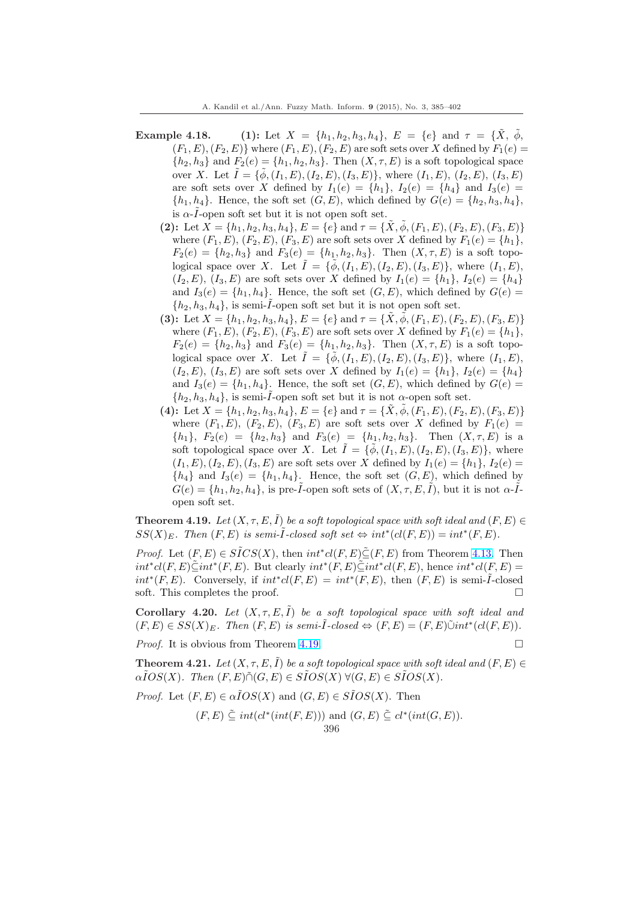**Example 4.18.** **(1):** Let $X = \{h_1, h_2, h_3, h_4\}$, $E = \{e\}$ and $\tau = \{\tilde{X}, \tilde{\phi}, (F_1, E), (F_2, E)\}$ where $(F_1, E), (F_2, E)$ are soft sets over $X$ defined by $F_1(e) = \{h_2, h_3\}$ and $F_2(e) = \{h_1, h_2, h_3\}$. Then $(X, \tau, E)$ is a soft topological space over $X$. Let $\tilde{I} = \{\tilde{\phi}, (I_1, E), (I_2, E), (I_3, E)\}$, where $(I_1, E)$, $(I_2, E)$, $(I_3, E)$ are soft sets over $X$ defined by $I_1(e) = \{h_1\}$, $I_2(e) = \{h_4\}$ and $I_3(e) = \{h_1, h_4\}$. Hence, the soft set $(G, E)$, which defined by $G(e) = \{h_2, h_3, h_4\}$, is $\alpha$-$\tilde{I}$-open soft set but it is not open soft set.

**(2):** Let $X = \{h_1, h_2, h_3, h_4\}$, $E = \{e\}$ and $\tau = \{\tilde{X}, \tilde{\phi}, (F_1, E), (F_2, E), (F_3, E)\}$ where $(F_1, E)$, $(F_2, E)$, $(F_3, E)$ are soft sets over $X$ defined by $F_1(e) = \{h_1\}$, $F_2(e) = \{h_2, h_3\}$ and $F_3(e) = \{h_1, h_2, h_3\}$. Then $(X, \tau, E)$ is a soft topological space over $X$. Let $\tilde{I} = \{\tilde{\phi}, (I_1, E), (I_2, E), (I_3, E)\}$, where $(I_1, E)$, $(I_2, E)$, $(I_3, E)$ are soft sets over $X$ defined by $I_1(e) = \{h_1\}$, $I_2(e) = \{h_4\}$ and $I_3(e) = \{h_1, h_4\}$. Hence, the soft set $(G, E)$, which defined by $G(e) = \{h_2, h_3, h_4\}$, is semi-$\tilde{I}$-open soft set but it is not open soft set.

**(3):** Let $X = \{h_1, h_2, h_3, h_4\}$, $E = \{e\}$ and $\tau = \{\tilde{X}, \tilde{\phi}, (F_1, E), (F_2, E), (F_3, E)\}$ where $(F_1, E)$, $(F_2, E)$, $(F_3, E)$ are soft sets over $X$ defined by $F_1(e) = \{h_1\}$, $F_2(e) = \{h_2, h_3\}$ and $F_3(e) = \{h_1, h_2, h_3\}$. Then $(X, \tau, E)$ is a soft topological space over $X$. Let $\tilde{I} = \{\tilde{\phi}, (I_1, E), (I_2, E), (I_3, E)\}$, where $(I_1, E)$, $(I_2, E)$, $(I_3, E)$ are soft sets over $X$ defined by $I_1(e) = \{h_1\}$, $I_2(e) = \{h_4\}$ and $I_3(e) = \{h_1, h_4\}$. Hence, the soft set $(G, E)$, which defined by $G(e) = \{h_2, h_3, h_4\}$, is semi-$\tilde{I}$-open soft set but it is not $\alpha$-open soft set.

**(4):** Let $X = \{h_1, h_2, h_3, h_4\}$, $E = \{e\}$ and $\tau = \{\tilde{X}, \tilde{\phi}, (F_1, E), (F_2, E), (F_3, E)\}$ where $(F_1, E)$, $(F_2, E)$, $(F_3, E)$ are soft sets over $X$ defined by $F_1(e) = \{h_1\}$, $F_2(e) = \{h_2, h_3\}$ and $F_3(e) = \{h_1, h_2, h_3\}$. Then $(X, \tau, E)$ is a soft topological space over $X$. Let $\tilde{I} = \{\tilde{\phi}, (I_1, E), (I_2, E), (I_3, E)\}$, where $(I_1, E), (I_2, E), (I_3, E)$ are soft sets over $X$ defined by $I_1(e) = \{h_1\}$, $I_2(e) = \{h_4\}$ and $I_3(e) = \{h_1, h_4\}$. Hence, the soft set $(G, E)$, which defined by $G(e) = \{h_1, h_2, h_4\}$, is pre-$\tilde{I}$-open soft sets of $(X, \tau, E, \tilde{I})$, but it is not $\alpha$-$\tilde{I}$-open soft set.

**Theorem 4.19.** *Let $(X, \tau, E, \tilde{I})$ be a soft topological space with soft ideal and $(F, E) \in SS(X)_E$. Then $(F, E)$ is semi-$\tilde{I}$-closed soft set $\Leftrightarrow$ $int^*(cl(F, E)) = int^*(F, E)$.*

*Proof.* Let $(F, E) \in S\tilde{I}CS(X)$, then $int^*cl(F, E)\tilde{\subseteq}(F, E)$ from Theorem 4.13. Then $int^*cl(F, E)\tilde{\subseteq}int^*(F, E)$. But clearly $int^*(F, E)\tilde{\subseteq}int^*cl(F, E)$, hence $int^*cl(F, E) = int^*(F, E)$. Conversely, if $int^*cl(F, E) = int^*(F, E)$, then $(F, E)$ is semi-$\tilde{I}$-closed soft. This completes the proof. □

**Corollary 4.20.** *Let $(X, \tau, E, \tilde{I})$ be a soft topological space with soft ideal and $(F, E) \in SS(X)_E$. Then $(F, E)$ is semi-$\tilde{I}$-closed $\Leftrightarrow$ $(F, E) = (F, E)\tilde{\cup}int^*(cl(F, E))$.*

*Proof.* It is obvious from Theorem 4.19. □

**Theorem 4.21.** *Let $(X, \tau, E, \tilde{I})$ be a soft topological space with soft ideal and $(F, E) \in \alpha\tilde{I}OS(X)$. Then $(F, E)\tilde{\cap}(G, E) \in S\tilde{I}OS(X)$ $\forall (G, E) \in S\tilde{I}OS(X)$.*

*Proof.* Let $(F, E) \in \alpha\tilde{I}OS(X)$ and $(G, E) \in S\tilde{I}OS(X)$. Then

$$(F, E) \tilde{\subseteq} int(cl^*(int(F, E))) \text{ and } (G, E) \tilde{\subseteq} cl^*(int(G, E)).$$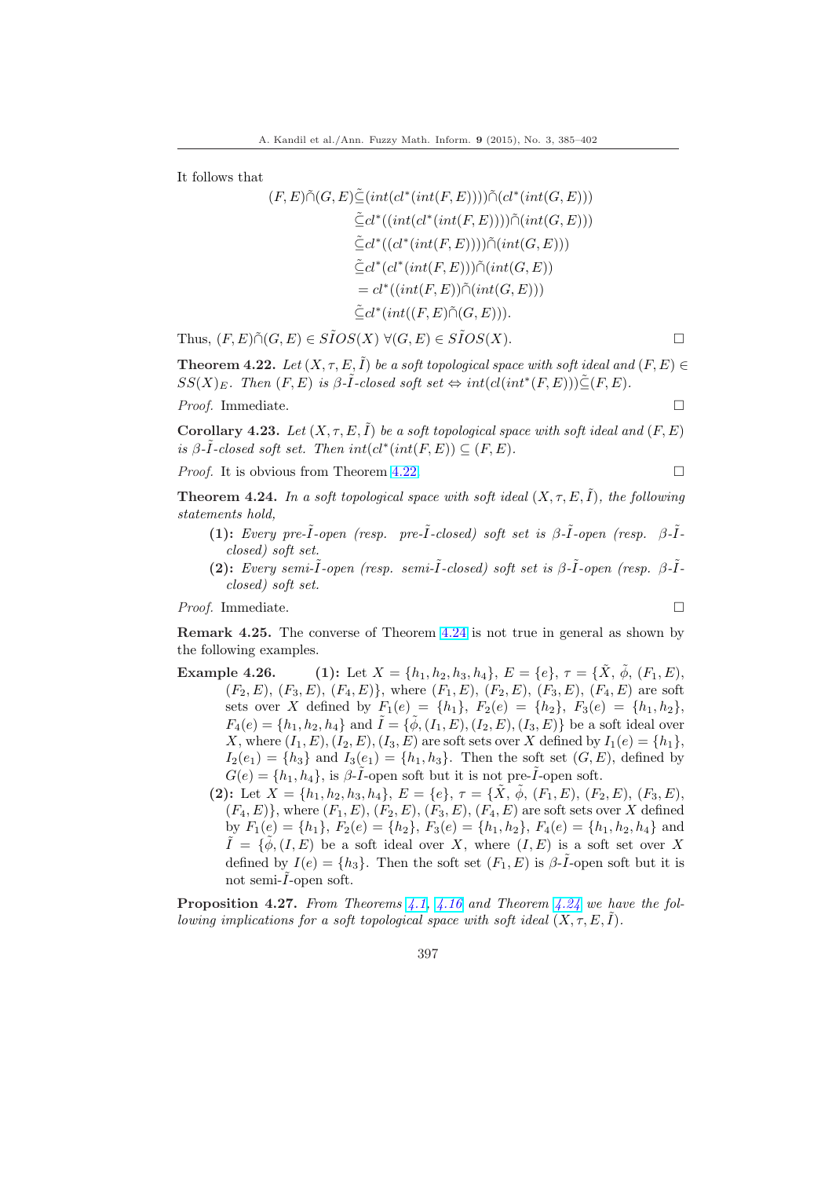It follows that

$$
\begin{aligned}
(F,E)\tilde{\cap}(G,E) &\tilde{\subseteq}(int(cl^*(int(F,E))))\tilde{\cap}(cl^*(int(G,E))) \\
&\tilde{\subseteq}cl^*((int(cl^*(int(F,E))))\tilde{\cap}(int(G,E))) \\
&\tilde{\subseteq}cl^*((cl^*(int(F,E))))\tilde{\cap}(int(G,E))) \\
&\tilde{\subseteq}cl^*(cl^*(int(F,E)))\tilde{\cap}(int(G,E)) \\
&= cl^*((int(F,E))\tilde{\cap}(int(G,E))) \\
&\tilde{\subseteq}cl^*(int((F,E)\tilde{\cap}(G,E))).
\end{aligned}
$$

Thus, $(F,E)\tilde{\cap}(G,E) \in S\tilde{I}OS(X)\ \forall (G,E) \in S\tilde{I}OS(X)$. □

**Theorem 4.22.** *Let $(X,\tau,E,\tilde{I})$ be a soft topological space with soft ideal and $(F,E) \in SS(X)_E$. Then $(F,E)$ is $\beta$-$\tilde{I}$-closed soft set $\Leftrightarrow$ $int(cl(int^*(F,E)))\tilde{\subseteq}(F,E)$.*

*Proof.* Immediate. □

**Corollary 4.23.** *Let $(X,\tau,E,\tilde{I})$ be a soft topological space with soft ideal and $(F,E)$ is $\beta$-$\tilde{I}$-closed soft set. Then $int(cl^*(int(F,E)) \subseteq (F,E)$.*

*Proof.* It is obvious from Theorem 4.22. □

**Theorem 4.24.** *In a soft topological space with soft ideal $(X,\tau,E,\tilde{I})$, the following statements hold,*

- **(1):** *Every pre-$\tilde{I}$-open (resp. pre-$\tilde{I}$-closed) soft set is $\beta$-$\tilde{I}$-open (resp. $\beta$-$\tilde{I}$-closed) soft set.*
- **(2):** *Every semi-$\tilde{I}$-open (resp. semi-$\tilde{I}$-closed) soft set is $\beta$-$\tilde{I}$-open (resp. $\beta$-$\tilde{I}$-closed) soft set.*

*Proof.* Immediate. □

**Remark 4.25.** The converse of Theorem 4.24 is not true in general as shown by the following examples.

**Example 4.26.** **(1):** Let $X = \{h_1, h_2, h_3, h_4\}$, $E = \{e\}$, $\tau = \{\tilde{X}, \tilde{\phi}, (F_1,E), (F_2,E), (F_3,E), (F_4,E)\}$, where $(F_1,E)$, $(F_2,E)$, $(F_3,E)$, $(F_4,E)$ are soft sets over $X$ defined by $F_1(e) = \{h_1\}$, $F_2(e) = \{h_2\}$, $F_3(e) = \{h_1,h_2\}$, $F_4(e) = \{h_1,h_2,h_4\}$ and $\tilde{I} = \{\tilde{\phi}, (I_1,E), (I_2,E), (I_3,E)\}$ be a soft ideal over $X$, where $(I_1,E), (I_2,E), (I_3,E)$ are soft sets over $X$ defined by $I_1(e) = \{h_1\}$, $I_2(e_1) = \{h_3\}$ and $I_3(e_1) = \{h_1,h_3\}$. Then the soft set $(G,E)$, defined by $G(e) = \{h_1,h_4\}$, is $\beta$-$\tilde{I}$-open soft but it is not pre-$\tilde{I}$-open soft.

**(2):** Let $X = \{h_1, h_2, h_3, h_4\}$, $E = \{e\}$, $\tau = \{\tilde{X}, \tilde{\phi}, (F_1,E), (F_2,E), (F_3,E), (F_4,E)\}$, where $(F_1,E)$, $(F_2,E)$, $(F_3,E)$, $(F_4,E)$ are soft sets over $X$ defined by $F_1(e) = \{h_1\}$, $F_2(e) = \{h_2\}$, $F_3(e) = \{h_1,h_2\}$, $F_4(e) = \{h_1,h_2,h_4\}$ and $\tilde{I} = \{\tilde{\phi}, (I,E)$ be a soft ideal over $X$, where $(I,E)$ is a soft set over $X$ defined by $I(e) = \{h_3\}$. Then the soft set $(F_1,E)$ is $\beta$-$\tilde{I}$-open soft but it is not semi-$\tilde{I}$-open soft.

**Proposition 4.27.** *From Theorems 4.1, 4.16 and Theorem 4.24 we have the following implications for a soft topological space with soft ideal $(X,\tau,E,\tilde{I})$.*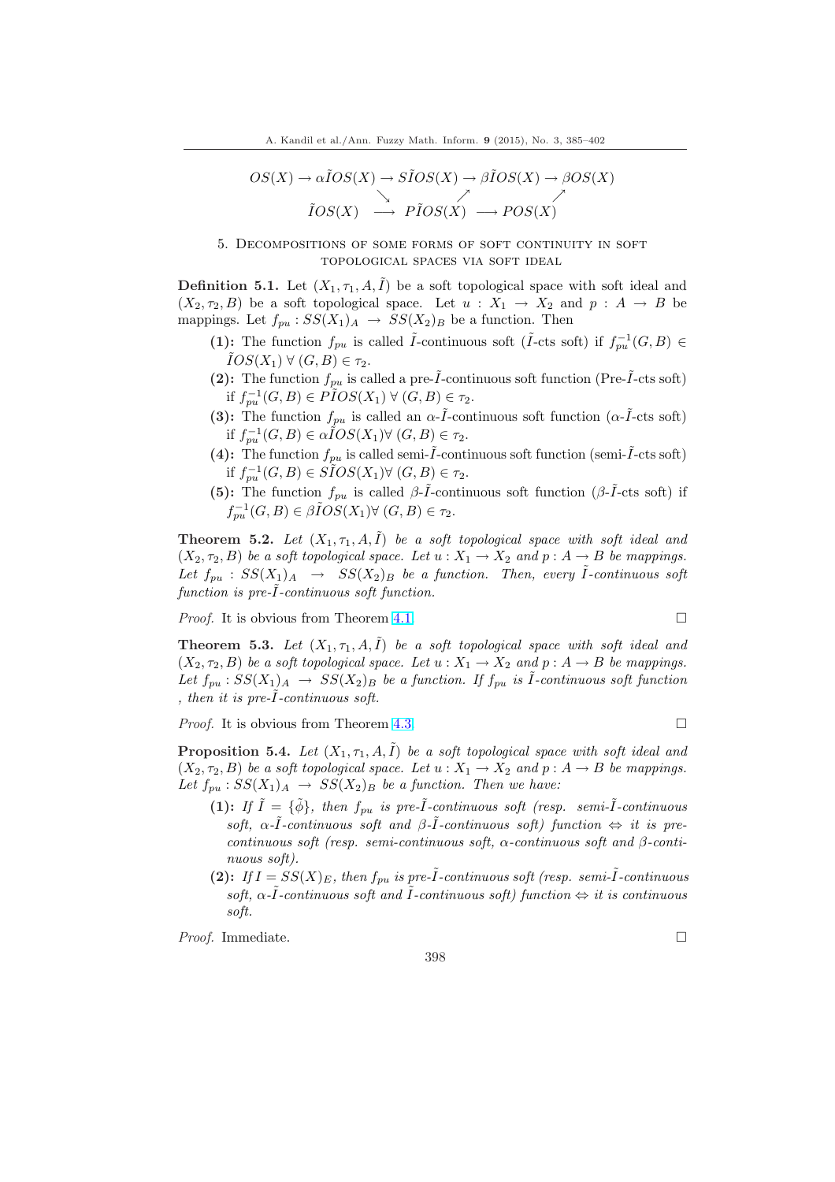$$
\begin{array}{ccccccccc}
OS(X) & \rightarrow & \alpha\tilde{I}OS(X) & \rightarrow & S\tilde{I}OS(X) & \rightarrow & \beta\tilde{I}OS(X) & \rightarrow & \beta OS(X) \\
 & & & \searrow & & \nearrow & & \nearrow & \\
 & & \tilde{I}OS(X) & \longrightarrow & P\tilde{I}OS(X) & \longrightarrow & POS(X) & &
\end{array}
$$

## 5. Decompositions of some forms of soft continuity in soft topological spaces via soft ideal

**Definition 5.1.** Let $(X_1, \tau_1, A, \tilde{I})$ be a soft topological space with soft ideal and $(X_2, \tau_2, B)$ be a soft topological space. Let $u : X_1 \to X_2$ and $p : A \to B$ be mappings. Let $f_{pu} : SS(X_1)_A \to SS(X_2)_B$ be a function. Then

- **(1):** The function $f_{pu}$ is called $\tilde{I}$-continuous soft ($\tilde{I}$-cts soft) if $f_{pu}^{-1}(G, B) \in \tilde{I}OS(X_1)\ \forall\ (G, B) \in \tau_2$.
- **(2):** The function $f_{pu}$ is called a pre-$\tilde{I}$-continuous soft function (Pre-$\tilde{I}$-cts soft) if $f_{pu}^{-1}(G, B) \in P\tilde{I}OS(X_1)\ \forall\ (G, B) \in \tau_2$.
- **(3):** The function $f_{pu}$ is called an $\alpha$-$\tilde{I}$-continuous soft function ($\alpha$-$\tilde{I}$-cts soft) if $f_{pu}^{-1}(G, B) \in \alpha\tilde{I}OS(X_1) \forall\ (G, B) \in \tau_2$.
- **(4):** The function $f_{pu}$ is called semi-$\tilde{I}$-continuous soft function (semi-$\tilde{I}$-cts soft) if $f_{pu}^{-1}(G, B) \in S\tilde{I}OS(X_1) \forall\ (G, B) \in \tau_2$.
- **(5):** The function $f_{pu}$ is called $\beta$-$\tilde{I}$-continuous soft function ($\beta$-$\tilde{I}$-cts soft) if $f_{pu}^{-1}(G, B) \in \beta\tilde{I}OS(X_1) \forall\ (G, B) \in \tau_2$.

**Theorem 5.2.** *Let $(X_1, \tau_1, A, \tilde{I})$ be a soft topological space with soft ideal and $(X_2, \tau_2, B)$ be a soft topological space. Let $u : X_1 \to X_2$ and $p : A \to B$ be mappings. Let $f_{pu} : SS(X_1)_A \to SS(X_2)_B$ be a function. Then, every $\tilde{I}$-continuous soft function is pre-$\tilde{I}$-continuous soft function.*

*Proof.* It is obvious from Theorem 4.1. □

**Theorem 5.3.** *Let $(X_1, \tau_1, A, \tilde{I})$ be a soft topological space with soft ideal and $(X_2, \tau_2, B)$ be a soft topological space. Let $u : X_1 \to X_2$ and $p : A \to B$ be mappings. Let $f_{pu} : SS(X_1)_A \to SS(X_2)_B$ be a function. If $f_{pu}$ is $\tilde{I}$-continuous soft function , then it is pre-$\tilde{I}$-continuous soft.*

*Proof.* It is obvious from Theorem 4.3. □

**Proposition 5.4.** *Let $(X_1, \tau_1, A, \tilde{I})$ be a soft topological space with soft ideal and $(X_2, \tau_2, B)$ be a soft topological space. Let $u : X_1 \to X_2$ and $p : A \to B$ be mappings. Let $f_{pu} : SS(X_1)_A \to SS(X_2)_B$ be a function. Then we have:*

- **(1):** *If $\tilde{I} = \{\tilde{\phi}\}$, then $f_{pu}$ is pre-$\tilde{I}$-continuous soft (resp. semi-$\tilde{I}$-continuous soft, $\alpha$-$\tilde{I}$-continuous soft and $\beta$-$\tilde{I}$-continuous soft) function $\Leftrightarrow$ it is pre-continuous soft (resp. semi-continuous soft, $\alpha$-continuous soft and $\beta$-continuous soft).*
- **(2):** *If $I = SS(X)_E$, then $f_{pu}$ is pre-$\tilde{I}$-continuous soft (resp. semi-$\tilde{I}$-continuous soft, $\alpha$-$\tilde{I}$-continuous soft and $\tilde{I}$-continuous soft) function $\Leftrightarrow$ it is continuous soft.*

*Proof.* Immediate. □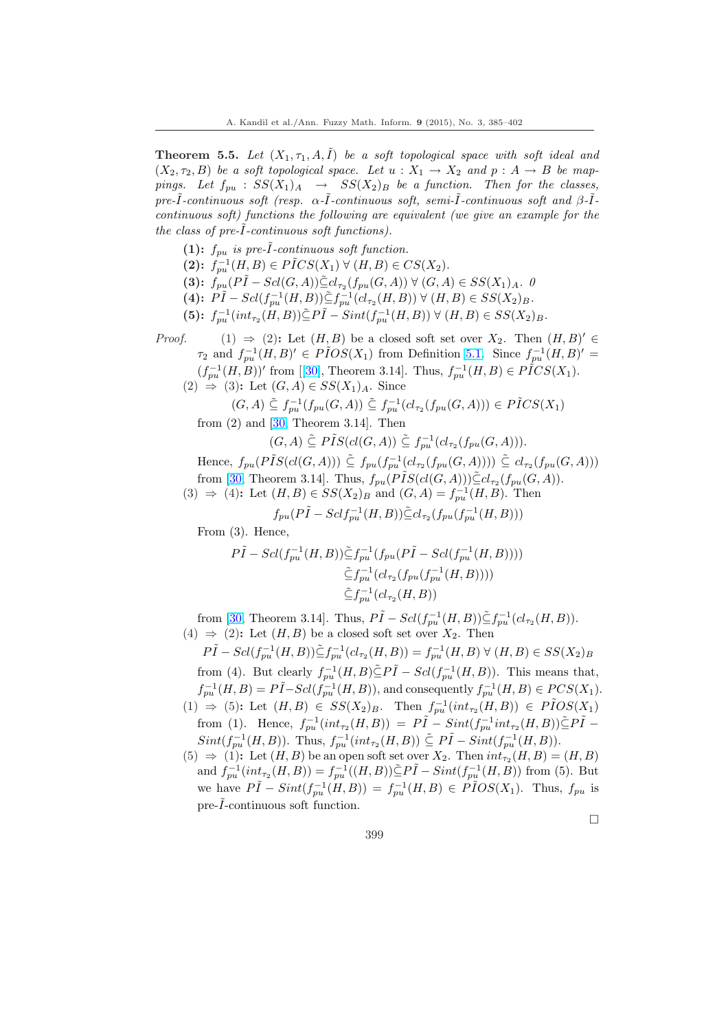**Theorem 5.5.** *Let $(X_1, \tau_1, A, \tilde{I})$ be a soft topological space with soft ideal and $(X_2, \tau_2, B)$ be a soft topological space. Let $u : X_1 \to X_2$ and $p : A \to B$ be mappings. Let $f_{pu} : SS(X_1)_A \to SS(X_2)_B$ be a function. Then for the classes, pre-$\tilde{I}$-continuous soft (resp. $\alpha$-$\tilde{I}$-continuous soft, semi-$\tilde{I}$-continuous soft and $\beta$-$\tilde{I}$-continuous soft) functions the following are equivalent (we give an example for the the class of pre-$\tilde{I}$-continuous soft functions).*

- **(1):** $f_{pu}$ *is pre-$\tilde{I}$-continuous soft function.*
- **(2):** $f_{pu}^{-1}(H, B) \in P\tilde{I}CS(X_1)\ \forall\ (H, B) \in CS(X_2)$.
- **(3):** $f_{pu}(P\tilde{I} - Scl(G, A))\tilde{\subseteq} cl_{\tau_2}(f_{pu}(G, A))\ \forall\ (G, A) \in SS(X_1)_A$. *0*
- **(4):** $P\tilde{I} - Scl(f_{pu}^{-1}(H, B))\tilde{\subseteq} f_{pu}^{-1}(cl_{\tau_2}(H, B))\ \forall\ (H, B) \in SS(X_2)_B$.
- **(5):** $f_{pu}^{-1}(int_{\tau_2}(H, B))\tilde{\subseteq} P\tilde{I} - Sint(f_{pu}^{-1}(H, B))\ \forall\ (H, B) \in SS(X_2)_B$.

*Proof.* (1) $\Rightarrow$ (2)**:** Let $(H, B)$ be a closed soft set over $X_2$. Then $(H, B)' \in \tau_2$ and $f_{pu}^{-1}(H, B)' \in P\tilde{I}OS(X_1)$ from Definition 5.1. Since $f_{pu}^{-1}(H, B)' = (f_{pu}^{-1}(H, B))'$ from [[30], Theorem 3.14]. Thus, $f_{pu}^{-1}(H, B) \in P\tilde{I}CS(X_1)$.

(2) $\Rightarrow$ (3)**:** Let $(G, A) \in SS(X_1)_A$. Since

$$(G, A) \tilde{\subseteq} f_{pu}^{-1}(f_{pu}(G, A)) \tilde{\subseteq} f_{pu}^{-1}(cl_{\tau_2}(f_{pu}(G, A))) \in P\tilde{I}CS(X_1)$$

from (2) and [30, Theorem 3.14]. Then

$$(G, A) \tilde{\subseteq} P\tilde{I}S(cl(G, A)) \tilde{\subseteq} f_{pu}^{-1}(cl_{\tau_2}(f_{pu}(G, A))).$$

Hence, $f_{pu}(P\tilde{I}S(cl(G, A))) \tilde{\subseteq} f_{pu}(f_{pu}^{-1}(cl_{\tau_2}(f_{pu}(G, A)))) \tilde{\subseteq} cl_{\tau_2}(f_{pu}(G, A)))$ from [30, Theorem 3.14]. Thus, $f_{pu}(P\tilde{I}S(cl(G, A)))\tilde{\subseteq} cl_{\tau_2}(f_{pu}(G, A))$.

(3) $\Rightarrow$ (4)**:** Let $(H, B) \in SS(X_2)_B$ and $(G, A) = f_{pu}^{-1}(H, B)$. Then

$$f_{pu}(P\tilde{I} - Scl f_{pu}^{-1}(H, B))\tilde{\subseteq} cl_{\tau_2}(f_{pu}(f_{pu}^{-1}(H, B)))$$

From (3). Hence,

$$\begin{aligned} P\tilde{I} - Scl(f_{pu}^{-1}(H, B)) &\tilde{\subseteq} f_{pu}^{-1}(f_{pu}(P\tilde{I} - Scl(f_{pu}^{-1}(H, B)))) \\ &\tilde{\subseteq} f_{pu}^{-1}(cl_{\tau_2}(f_{pu}(f_{pu}^{-1}(H, B)))) \\ &\tilde{\subseteq} f_{pu}^{-1}(cl_{\tau_2}(H, B)) \end{aligned}$$

from [30, Theorem 3.14]. Thus, $P\tilde{I} - Scl(f_{pu}^{-1}(H, B))\tilde{\subseteq} f_{pu}^{-1}(cl_{\tau_2}(H, B))$.

(4) $\Rightarrow$ (2)**:** Let $(H, B)$ be a closed soft set over $X_2$. Then

$$P\tilde{I} - Scl(f_{pu}^{-1}(H, B))\tilde{\subseteq} f_{pu}^{-1}(cl_{\tau_2}(H, B)) = f_{pu}^{-1}(H, B)\ \forall\ (H, B) \in SS(X_2)_B$$

from (4). But clearly $f_{pu}^{-1}(H, B\tilde{\subseteq} P\tilde{I} - Scl(f_{pu}^{-1}(H, B))$. This means that, $f_{pu}^{-1}(H, B) = P\tilde{I} - Scl(f_{pu}^{-1}(H, B))$, and consequently $f_{pu}^{-1}(H, B) \in PCS(X_1)$.

(1) $\Rightarrow$ (5)**:** Let $(H, B) \in SS(X_2)_B$. Then $f_{pu}^{-1}(int_{\tau_2}(H, B)) \in P\tilde{I}OS(X_1)$ from (1). Hence, $f_{pu}^{-1}(int_{\tau_2}(H, B)) = P\tilde{I} - Sint(f_{pu}^{-1} int_{\tau_2}(H, B))\tilde{\subseteq} P\tilde{I} - Sint(f_{pu}^{-1}(H, B))$. Thus, $f_{pu}^{-1}(int_{\tau_2}(H, B)) \tilde{\subseteq} P\tilde{I} - Sint(f_{pu}^{-1}(H, B))$.

(5) $\Rightarrow$ (1)**:** Let $(H, B)$ be an open soft set over $X_2$. Then $int_{\tau_2}(H, B) = (H, B)$ and $f_{pu}^{-1}(int_{\tau_2}(H, B)) = f_{pu}^{-1}((H, B))\tilde{\subseteq} P\tilde{I} - Sint(f_{pu}^{-1}(H, B))$ from (5). But we have $P\tilde{I} - Sint(f_{pu}^{-1}(H, B)) = f_{pu}^{-1}(H, B) \in P\tilde{I}OS(X_1)$. Thus, $f_{pu}$ is pre-$\tilde{I}$-continuous soft function.

$\square$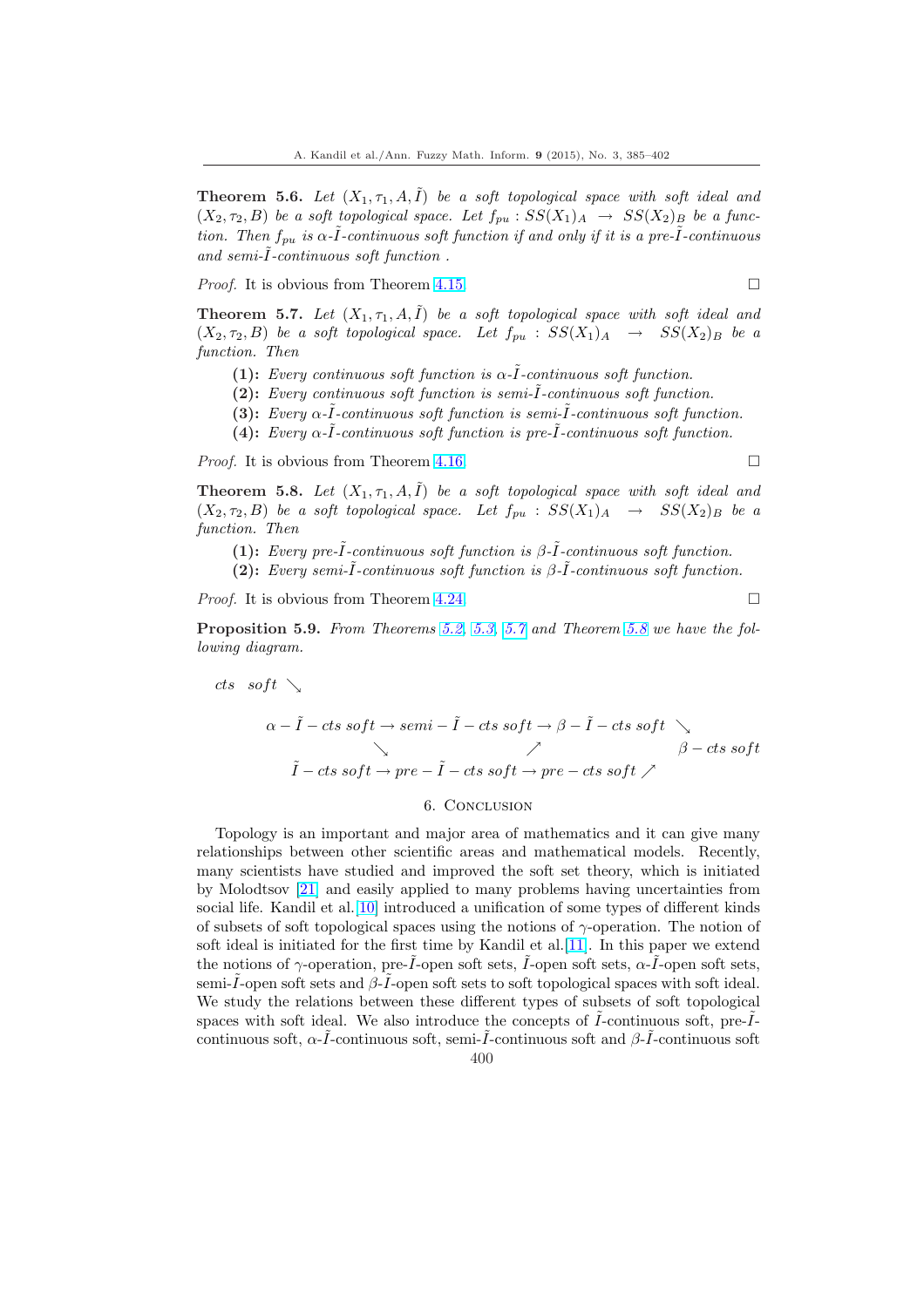**Theorem 5.6.** *Let $(X_1, \tau_1, A, \tilde{I})$ be a soft topological space with soft ideal and $(X_2, \tau_2, B)$ be a soft topological space. Let $f_{pu} : SS(X_1)_A \rightarrow SS(X_2)_B$ be a function. Then $f_{pu}$ is $\alpha$-$\tilde{I}$-continuous soft function if and only if it is a pre-$\tilde{I}$-continuous and semi-$\tilde{I}$-continuous soft function .*

*Proof.* It is obvious from Theorem 4.15. □

**Theorem 5.7.** *Let $(X_1, \tau_1, A, \tilde{I})$ be a soft topological space with soft ideal and $(X_2, \tau_2, B)$ be a soft topological space. Let $f_{pu} : SS(X_1)_A \rightarrow SS(X_2)_B$ be a function. Then*

- **(1):** *Every continuous soft function is $\alpha$-$\tilde{I}$-continuous soft function.*
- **(2):** *Every continuous soft function is semi-$\tilde{I}$-continuous soft function.*
- **(3):** *Every $\alpha$-$\tilde{I}$-continuous soft function is semi-$\tilde{I}$-continuous soft function.*
- **(4):** *Every $\alpha$-$\tilde{I}$-continuous soft function is pre-$\tilde{I}$-continuous soft function.*

*Proof.* It is obvious from Theorem 4.16. □

**Theorem 5.8.** *Let $(X_1, \tau_1, A, \tilde{I})$ be a soft topological space with soft ideal and $(X_2, \tau_2, B)$ be a soft topological space. Let $f_{pu} : SS(X_1)_A \rightarrow SS(X_2)_B$ be a function. Then*

- **(1):** *Every pre-$\tilde{I}$-continuous soft function is $\beta$-$\tilde{I}$-continuous soft function.*
- **(2):** *Every semi-$\tilde{I}$-continuous soft function is $\beta$-$\tilde{I}$-continuous soft function.*

*Proof.* It is obvious from Theorem 4.24. □

**Proposition 5.9.** *From Theorems 5.2, 5.3, 5.7 and Theorem 5.8 we have the following diagram.*

$$
\begin{array}{llll}
cts \;\; soft \searrow & & & \\
\alpha - \tilde{I} - cts\ soft \rightarrow & semi - \tilde{I} - cts\ soft \rightarrow & \beta - \tilde{I} - cts\ soft & \searrow \\
\quad\quad \searrow & \quad\quad \nearrow & & \beta - cts\ soft \\
\tilde{I} - cts\ soft \rightarrow & pre - \tilde{I} - cts\ soft \rightarrow & pre - cts\ soft & \nearrow
\end{array}
$$

## 6. Conclusion

Topology is an important and major area of mathematics and it can give many relationships between other scientific areas and mathematical models. Recently, many scientists have studied and improved the soft set theory, which is initiated by Molodtsov [21] and easily applied to many problems having uncertainties from social life. Kandil et al.[10] introduced a unification of some types of different kinds of subsets of soft topological spaces using the notions of $\gamma$-operation. The notion of soft ideal is initiated for the first time by Kandil et al.[11]. In this paper we extend the notions of $\gamma$-operation, pre-$\tilde{I}$-open soft sets, $\tilde{I}$-open soft sets, $\alpha$-$\tilde{I}$-open soft sets, semi-$\tilde{I}$-open soft sets and $\beta$-$\tilde{I}$-open soft sets to soft topological spaces with soft ideal. We study the relations between these different types of subsets of soft topological spaces with soft ideal. We also introduce the concepts of $\tilde{I}$-continuous soft, pre-$\tilde{I}$-continuous soft, $\alpha$-$\tilde{I}$-continuous soft, semi-$\tilde{I}$-continuous soft and $\beta$-$\tilde{I}$-continuous soft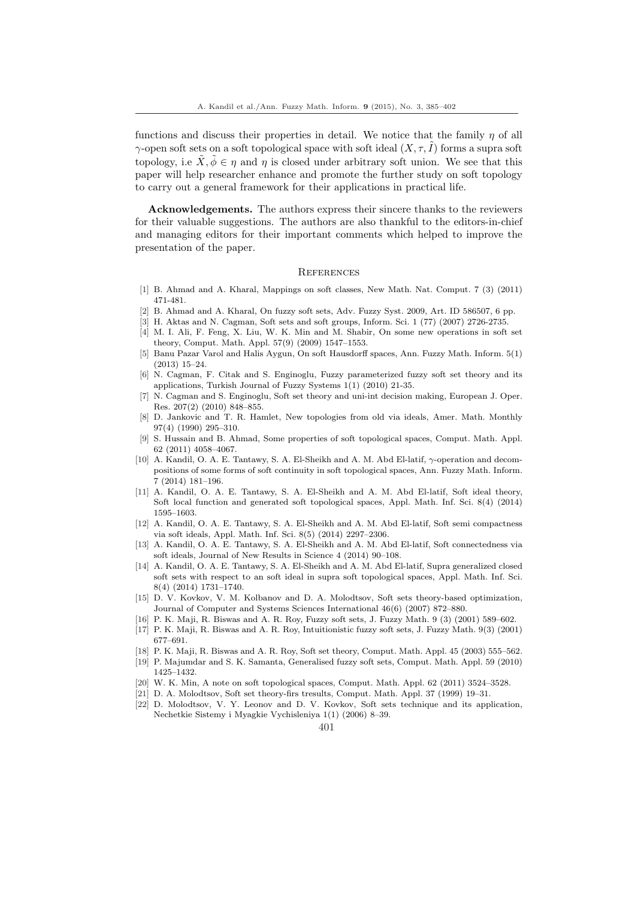functions and discuss their properties in detail. We notice that the family $\eta$ of all $\gamma$-open soft sets on a soft topological space with soft ideal $(X, \tau, \tilde{I})$ forms a supra soft topology, i.e $\tilde{X}, \tilde{\phi} \in \eta$ and $\eta$ is closed under arbitrary soft union. We see that this paper will help researcher enhance and promote the further study on soft topology to carry out a general framework for their applications in practical life.

**Acknowledgements.** The authors express their sincere thanks to the reviewers for their valuable suggestions. The authors are also thankful to the editors-in-chief and managing editors for their important comments which helped to improve the presentation of the paper.

## References

[1] B. Ahmad and A. Kharal, Mappings on soft classes, New Math. Nat. Comput. 7 (3) (2011) 471-481.

[2] B. Ahmad and A. Kharal, On fuzzy soft sets, Adv. Fuzzy Syst. 2009, Art. ID 586507, 6 pp.

[3] H. Aktas and N. Cagman, Soft sets and soft groups, Inform. Sci. 1 (77) (2007) 2726-2735.

[4] M. I. Ali, F. Feng, X. Liu, W. K. Min and M. Shabir, On some new operations in soft set theory, Comput. Math. Appl. 57(9) (2009) 1547–1553.

[5] Banu Pazar Varol and Halis Aygun, On soft Hausdorff spaces, Ann. Fuzzy Math. Inform. 5(1) (2013) 15–24.

[6] N. Cagman, F. Citak and S. Enginoglu, Fuzzy parameterized fuzzy soft set theory and its applications, Turkish Journal of Fuzzy Systems 1(1) (2010) 21-35.

[7] N. Cagman and S. Enginoglu, Soft set theory and uni-int decision making, European J. Oper. Res. 207(2) (2010) 848–855.

[8] D. Jankovic and T. R. Hamlet, New topologies from old via ideals, Amer. Math. Monthly 97(4) (1990) 295–310.

[9] S. Hussain and B. Ahmad, Some properties of soft topological spaces, Comput. Math. Appl. 62 (2011) 4058–4067.

[10] A. Kandil, O. A. E. Tantawy, S. A. El-Sheikh and A. M. Abd El-latif, $\gamma$-operation and decompositions of some forms of soft continuity in soft topological spaces, Ann. Fuzzy Math. Inform. 7 (2014) 181–196.

[11] A. Kandil, O. A. E. Tantawy, S. A. El-Sheikh and A. M. Abd El-latif, Soft ideal theory, Soft local function and generated soft topological spaces, Appl. Math. Inf. Sci. 8(4) (2014) 1595–1603.

[12] A. Kandil, O. A. E. Tantawy, S. A. El-Sheikh and A. M. Abd El-latif, Soft semi compactness via soft ideals, Appl. Math. Inf. Sci. 8(5) (2014) 2297–2306.

[13] A. Kandil, O. A. E. Tantawy, S. A. El-Sheikh and A. M. Abd El-latif, Soft connectedness via soft ideals, Journal of New Results in Science 4 (2014) 90–108.

[14] A. Kandil, O. A. E. Tantawy, S. A. El-Sheikh and A. M. Abd El-latif, Supra generalized closed soft sets with respect to an soft ideal in supra soft topological spaces, Appl. Math. Inf. Sci. 8(4) (2014) 1731–1740.

[15] D. V. Kovkov, V. M. Kolbanov and D. A. Molodtsov, Soft sets theory-based optimization, Journal of Computer and Systems Sciences International 46(6) (2007) 872–880.

[16] P. K. Maji, R. Biswas and A. R. Roy, Fuzzy soft sets, J. Fuzzy Math. 9 (3) (2001) 589–602.

[17] P. K. Maji, R. Biswas and A. R. Roy, Intuitionistic fuzzy soft sets, J. Fuzzy Math. 9(3) (2001) 677–691.

[18] P. K. Maji, R. Biswas and A. R. Roy, Soft set theory, Comput. Math. Appl. 45 (2003) 555–562.

[19] P. Majumdar and S. K. Samanta, Generalised fuzzy soft sets, Comput. Math. Appl. 59 (2010) 1425–1432.

[20] W. K. Min, A note on soft topological spaces, Comput. Math. Appl. 62 (2011) 3524–3528.

[21] D. A. Molodtsov, Soft set theory-firs tresults, Comput. Math. Appl. 37 (1999) 19–31.

[22] D. Molodtsov, V. Y. Leonov and D. V. Kovkov, Soft sets technique and its application, Nechetkie Sistemy i Myagkie Vychisleniya 1(1) (2006) 8–39.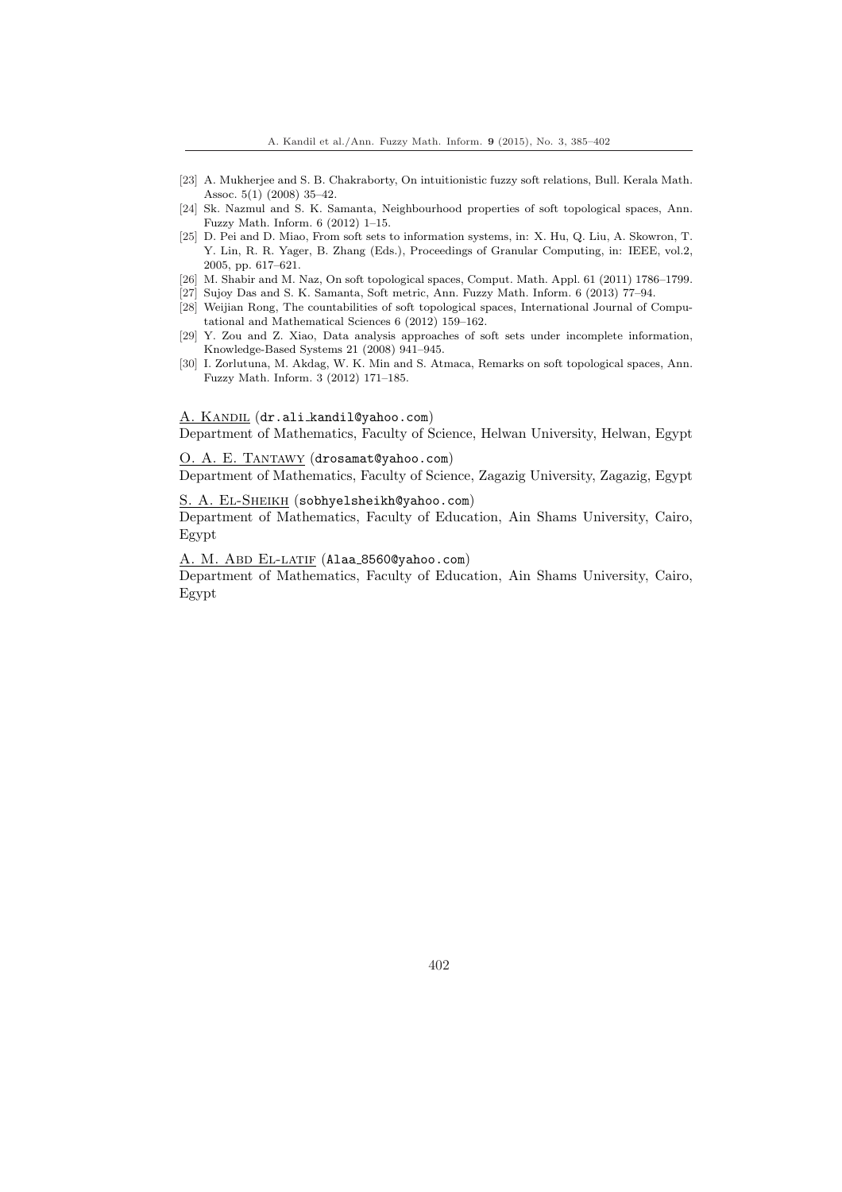[23] A. Mukherjee and S. B. Chakraborty, On intuitionistic fuzzy soft relations, Bull. Kerala Math. Assoc. 5(1) (2008) 35–42.

[24] Sk. Nazmul and S. K. Samanta, Neighbourhood properties of soft topological spaces, Ann. Fuzzy Math. Inform. 6 (2012) 1–15.

[25] D. Pei and D. Miao, From soft sets to information systems, in: X. Hu, Q. Liu, A. Skowron, T. Y. Lin, R. R. Yager, B. Zhang (Eds.), Proceedings of Granular Computing, in: IEEE, vol.2, 2005, pp. 617–621.

[26] M. Shabir and M. Naz, On soft topological spaces, Comput. Math. Appl. 61 (2011) 1786–1799.

[27] Sujoy Das and S. K. Samanta, Soft metric, Ann. Fuzzy Math. Inform. 6 (2013) 77–94.

[28] Weijian Rong, The countabilities of soft topological spaces, International Journal of Computational and Mathematical Sciences 6 (2012) 159–162.

[29] Y. Zou and Z. Xiao, Data analysis approaches of soft sets under incomplete information, Knowledge-Based Systems 21 (2008) 941–945.

[30] I. Zorlutuna, M. Akdag, W. K. Min and S. Atmaca, Remarks on soft topological spaces, Ann. Fuzzy Math. Inform. 3 (2012) 171–185.

A. Kandil (dr.ali_kandil@yahoo.com)
Department of Mathematics, Faculty of Science, Helwan University, Helwan, Egypt

O. A. E. Tantawy (drosamat@yahoo.com)
Department of Mathematics, Faculty of Science, Zagazig University, Zagazig, Egypt

S. A. El-Sheikh (sobhyelsheikh@yahoo.com)
Department of Mathematics, Faculty of Education, Ain Shams University, Cairo, Egypt

A. M. Abd El-latif (Alaa_8560@yahoo.com)
Department of Mathematics, Faculty of Education, Ain Shams University, Cairo, Egypt